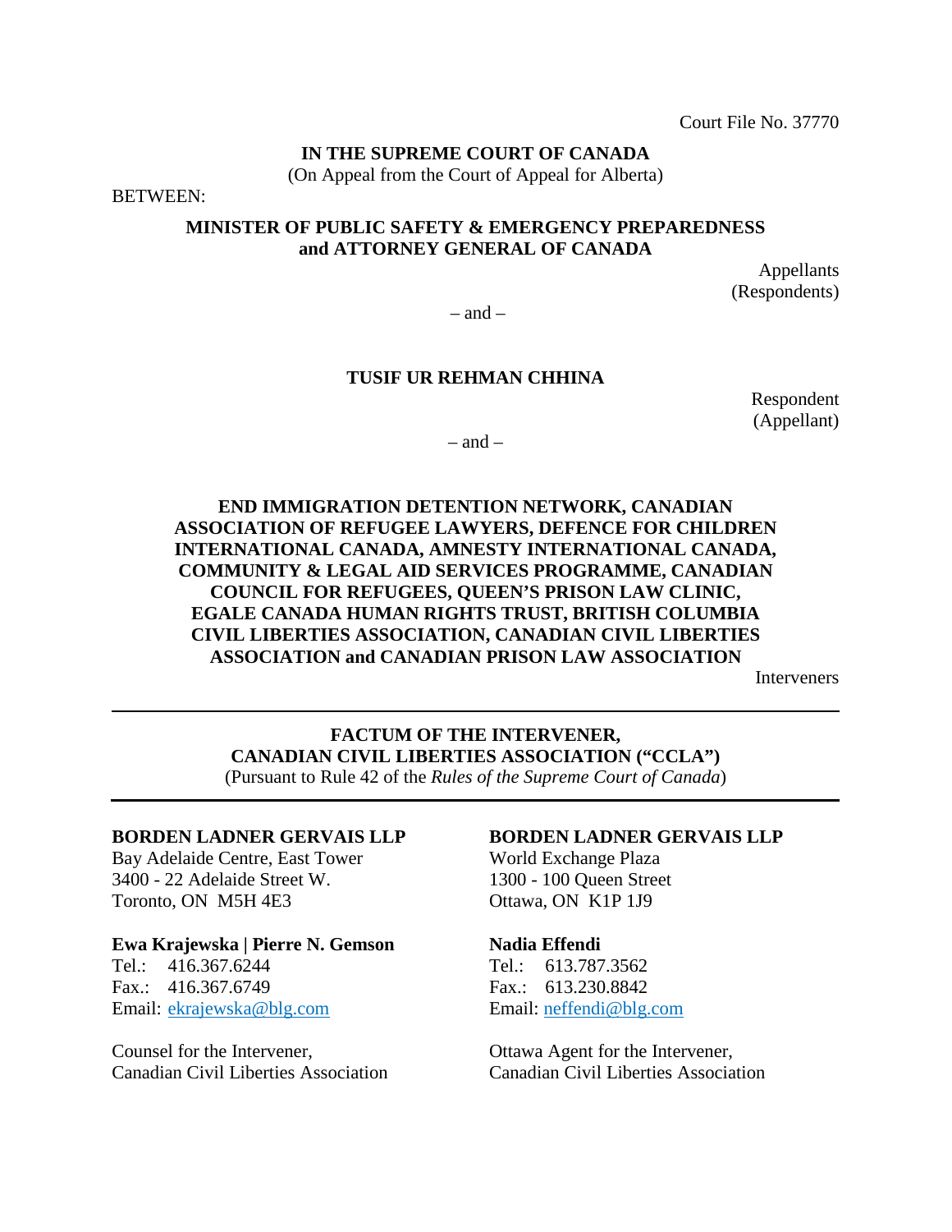Court File No. 37770

**IN THE SUPREME COURT OF CANADA**
(On Appeal from the Court of Appeal for Alberta)

BETWEEN:

**MINISTER OF PUBLIC SAFETY & EMERGENCY PREPAREDNESS and ATTORNEY GENERAL OF CANADA**

Appellants
(Respondents)

– and –

**TUSIF UR REHMAN CHHINA**

Respondent
(Appellant)

– and –

**END IMMIGRATION DETENTION NETWORK, CANADIAN ASSOCIATION OF REFUGEE LAWYERS, DEFENCE FOR CHILDREN INTERNATIONAL CANADA, AMNESTY INTERNATIONAL CANADA, COMMUNITY & LEGAL AID SERVICES PROGRAMME, CANADIAN COUNCIL FOR REFUGEES, QUEEN'S PRISON LAW CLINIC, EGALE CANADA HUMAN RIGHTS TRUST, BRITISH COLUMBIA CIVIL LIBERTIES ASSOCIATION, CANADIAN CIVIL LIBERTIES ASSOCIATION and CANADIAN PRISON LAW ASSOCIATION**

Interveners

---

**FACTUM OF THE INTERVENER,**
**CANADIAN CIVIL LIBERTIES ASSOCIATION ("CCLA")**
(Pursuant to Rule 42 of the *Rules of the Supreme Court of Canada*)

---

**BORDEN LADNER GERVAIS LLP**
Bay Adelaide Centre, East Tower
3400 - 22 Adelaide Street W.
Toronto, ON M5H 4E3

**Ewa Krajewska | Pierre N. Gemson**
Tel.: 416.367.6244
Fax.: 416.367.6749
Email: ekrajewska@blg.com

Counsel for the Intervener,
Canadian Civil Liberties Association

**BORDEN LADNER GERVAIS LLP**
World Exchange Plaza
1300 - 100 Queen Street
Ottawa, ON K1P 1J9

**Nadia Effendi**
Tel.: 613.787.3562
Fax.: 613.230.8842
Email: neffendi@blg.com

Ottawa Agent for the Intervener,
Canadian Civil Liberties Association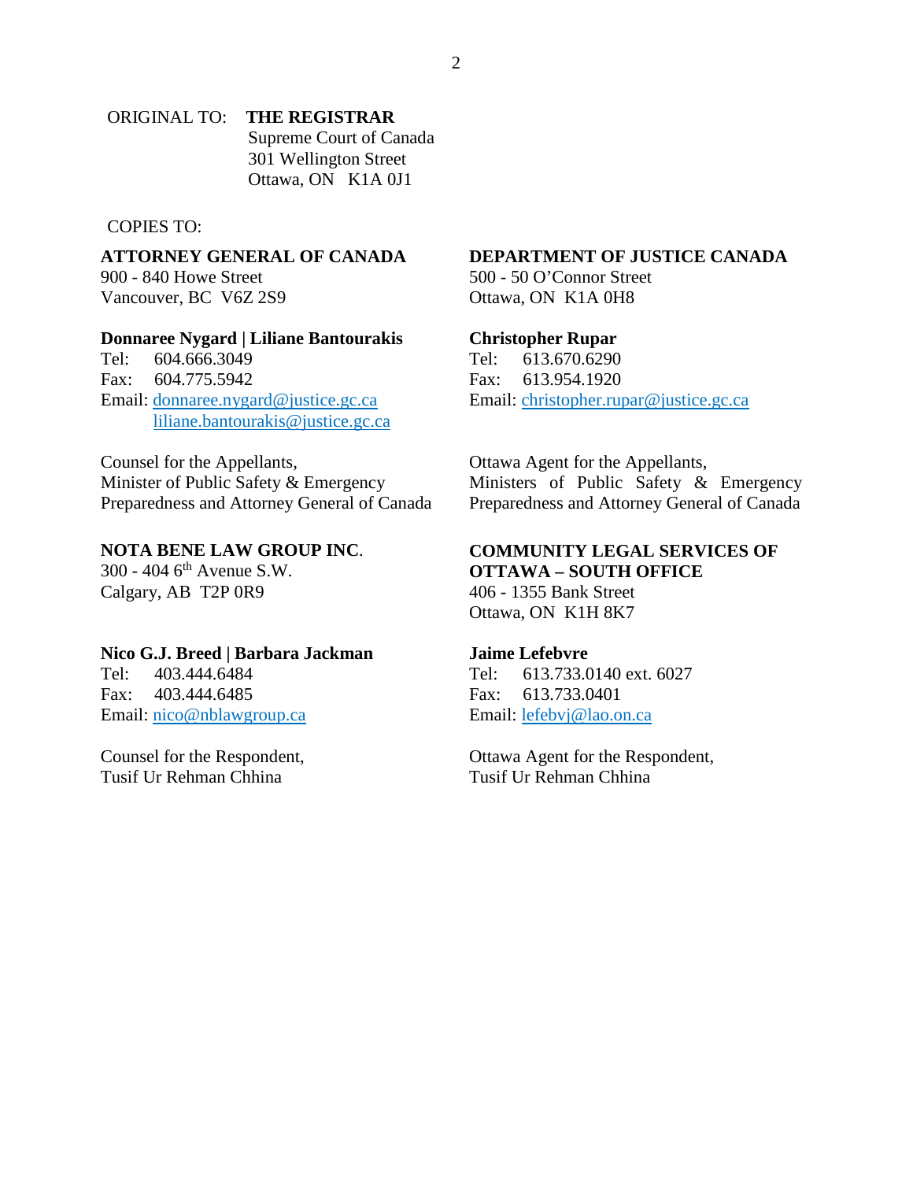ORIGINAL TO: **THE REGISTRAR**
Supreme Court of Canada
301 Wellington Street
Ottawa, ON K1A 0J1

COPIES TO:

**ATTORNEY GENERAL OF CANADA**
900 - 840 Howe Street
Vancouver, BC V6Z 2S9

**Donnaree Nygard | Liliane Bantourakis**
Tel: 604.666.3049
Fax: 604.775.5942
Email: donnaree.nygard@justice.gc.ca
liliane.bantourakis@justice.gc.ca

Counsel for the Appellants,
Minister of Public Safety & Emergency Preparedness and Attorney General of Canada

**DEPARTMENT OF JUSTICE CANADA**
500 - 50 O'Connor Street
Ottawa, ON K1A 0H8

**Christopher Rupar**
Tel: 613.670.6290
Fax: 613.954.1920
Email: christopher.rupar@justice.gc.ca

Ottawa Agent for the Appellants,
Ministers of Public Safety & Emergency Preparedness and Attorney General of Canada

**NOTA BENE LAW GROUP INC**.
300 - 404 6th Avenue S.W.
Calgary, AB T2P 0R9

**Nico G.J. Breed | Barbara Jackman**
Tel: 403.444.6484
Fax: 403.444.6485
Email: nico@nblawgroup.ca

Counsel for the Respondent,
Tusif Ur Rehman Chhina

**COMMUNITY LEGAL SERVICES OF OTTAWA – SOUTH OFFICE**
406 - 1355 Bank Street
Ottawa, ON K1H 8K7

**Jaime Lefebvre**
Tel: 613.733.0140 ext. 6027
Fax: 613.733.0401
Email: lefebvj@lao.on.ca

Ottawa Agent for the Respondent,
Tusif Ur Rehman Chhina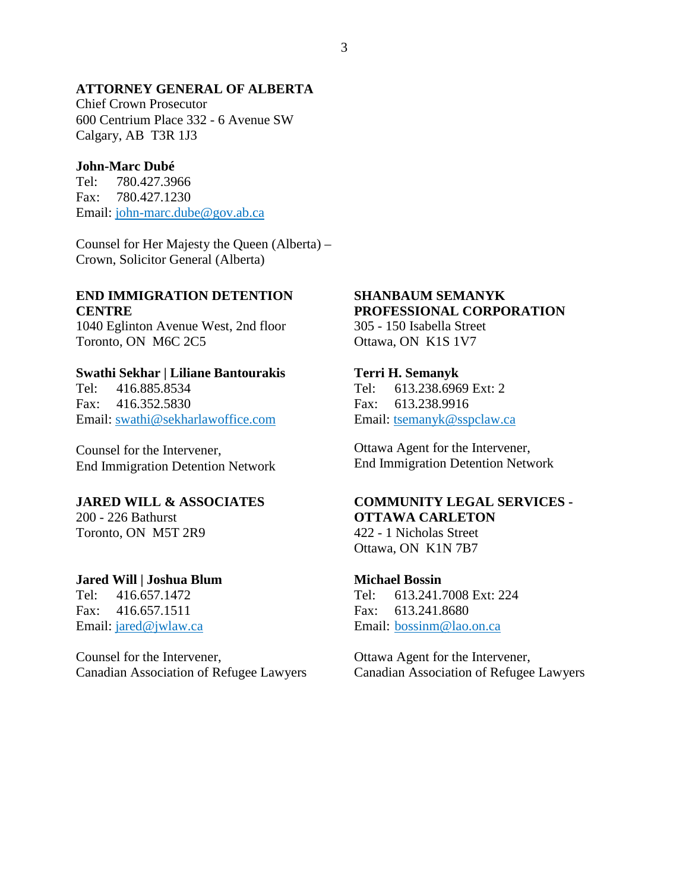**ATTORNEY GENERAL OF ALBERTA**
Chief Crown Prosecutor
600 Centrium Place 332 - 6 Avenue SW
Calgary, AB  T3R 1J3

**John-Marc Dubé**
Tel: 780.427.3966
Fax: 780.427.1230
Email: john-marc.dube@gov.ab.ca

Counsel for Her Majesty the Queen (Alberta) – Crown, Solicitor General (Alberta)

**END IMMIGRATION DETENTION CENTRE**
1040 Eglinton Avenue West, 2nd floor
Toronto, ON  M6C 2C5

**Swathi Sekhar | Liliane Bantourakis**
Tel: 416.885.8534
Fax: 416.352.5830
Email: swathi@sekharlawoffice.com

Counsel for the Intervener,
End Immigration Detention Network

**SHANBAUM SEMANYK PROFESSIONAL CORPORATION**
305 - 150 Isabella Street
Ottawa, ON  K1S 1V7

**Terri H. Semanyk**
Tel: 613.238.6969 Ext: 2
Fax: 613.238.9916
Email: tsemanyk@sspclaw.ca

Ottawa Agent for the Intervener,
End Immigration Detention Network

**JARED WILL & ASSOCIATES**
200 - 226 Bathurst
Toronto, ON  M5T 2R9

**Jared Will | Joshua Blum**
Tel: 416.657.1472
Fax: 416.657.1511
Email: jared@jwlaw.ca

Counsel for the Intervener,
Canadian Association of Refugee Lawyers

**COMMUNITY LEGAL SERVICES - OTTAWA CARLETON**
422 - 1 Nicholas Street
Ottawa, ON  K1N 7B7

**Michael Bossin**
Tel: 613.241.7008 Ext: 224
Fax: 613.241.8680
Email: bossinm@lao.on.ca

Ottawa Agent for the Intervener,
Canadian Association of Refugee Lawyers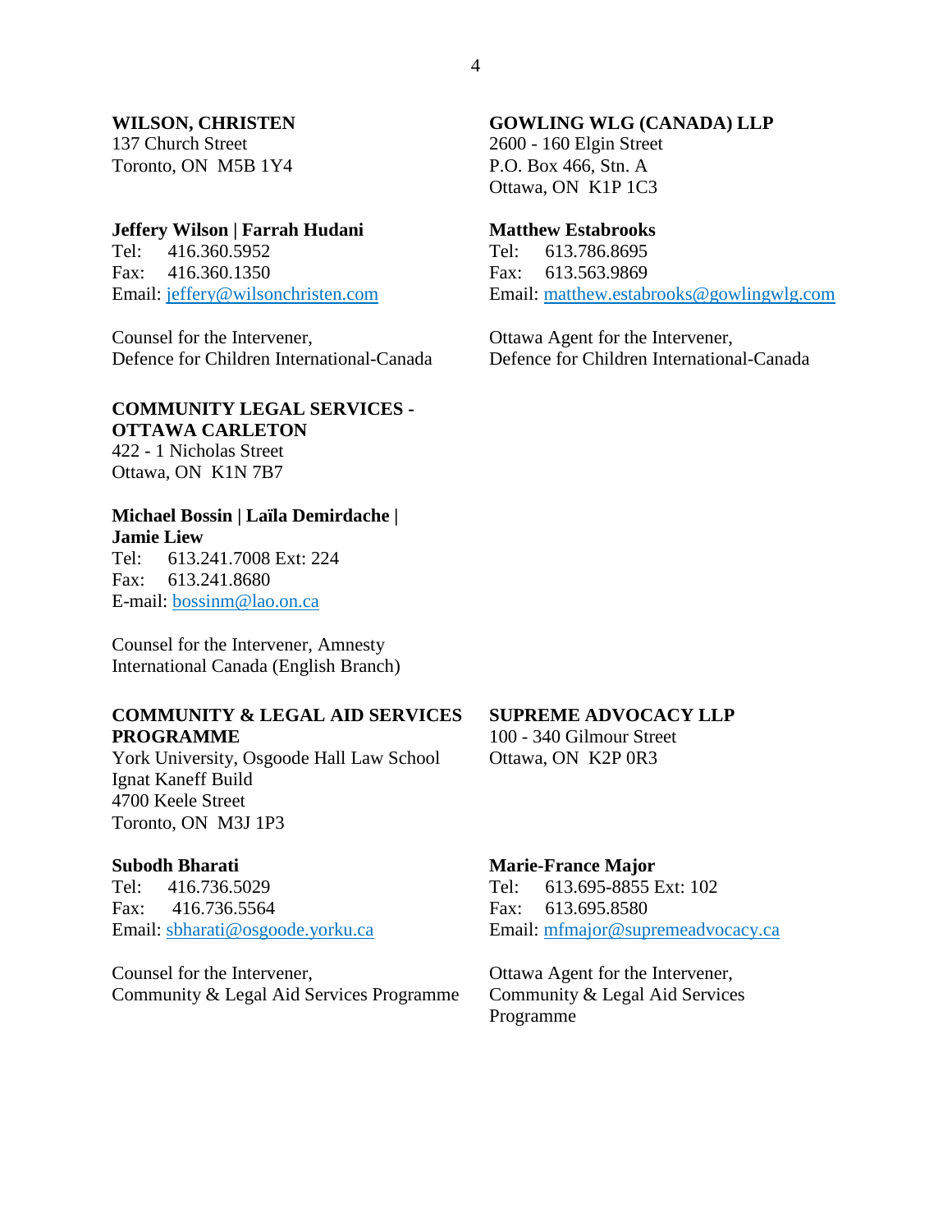**WILSON, CHRISTEN**
137 Church Street
Toronto, ON M5B 1Y4

**Jeffery Wilson | Farrah Hudani**
Tel: 416.360.5952
Fax: 416.360.1350
Email: jeffery@wilsonchristen.com

Counsel for the Intervener,
Defence for Children International-Canada

**GOWLING WLG (CANADA) LLP**
2600 - 160 Elgin Street
P.O. Box 466, Stn. A
Ottawa, ON K1P 1C3

**Matthew Estabrooks**
Tel: 613.786.8695
Fax: 613.563.9869
Email: matthew.estabrooks@gowlingwlg.com

Ottawa Agent for the Intervener,
Defence for Children International-Canada

**COMMUNITY LEGAL SERVICES - OTTAWA CARLETON**
422 - 1 Nicholas Street
Ottawa, ON K1N 7B7

**Michael Bossin | Laïla Demirdache | Jamie Liew**
Tel: 613.241.7008 Ext: 224
Fax: 613.241.8680
E-mail: bossinm@lao.on.ca

Counsel for the Intervener, Amnesty International Canada (English Branch)

**COMMUNITY & LEGAL AID SERVICES PROGRAMME**
York University, Osgoode Hall Law School
Ignat Kaneff Build
4700 Keele Street
Toronto, ON M3J 1P3

**Subodh Bharati**
Tel: 416.736.5029
Fax: 416.736.5564
Email: sbharati@osgoode.yorku.ca

Counsel for the Intervener,
Community & Legal Aid Services Programme

**SUPREME ADVOCACY LLP**
100 - 340 Gilmour Street
Ottawa, ON K2P 0R3

**Marie-France Major**
Tel: 613.695-8855 Ext: 102
Fax: 613.695.8580
Email: mfmajor@supremeadvocacy.ca

Ottawa Agent for the Intervener,
Community & Legal Aid Services Programme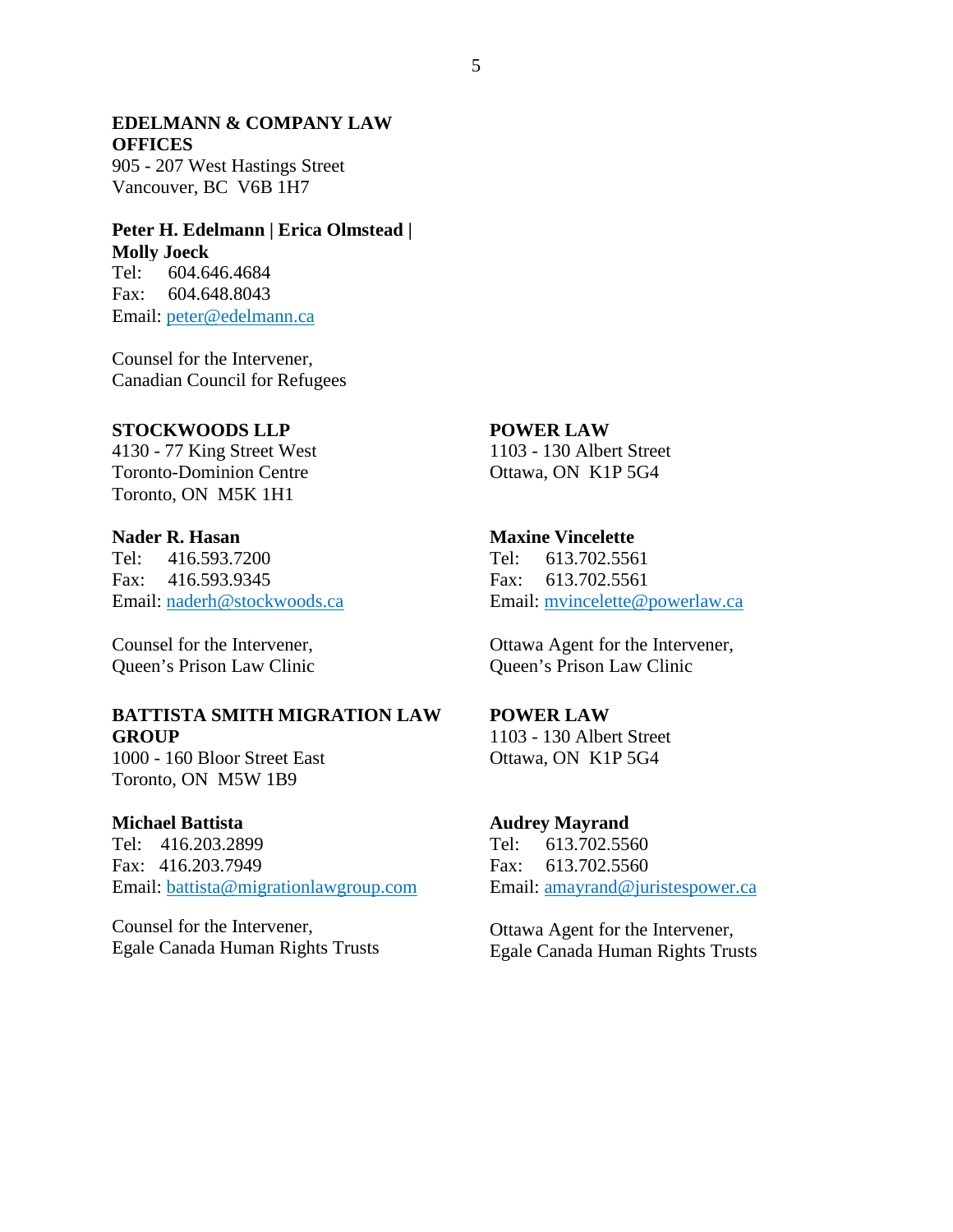**EDELMANN & COMPANY LAW OFFICES**
905 - 207 West Hastings Street
Vancouver, BC V6B 1H7

**Peter H. Edelmann | Erica Olmstead | Molly Joeck**
Tel: 604.646.4684
Fax: 604.648.8043
Email: peter@edelmann.ca

Counsel for the Intervener,
Canadian Council for Refugees

**STOCKWOODS LLP**
4130 - 77 King Street West
Toronto-Dominion Centre
Toronto, ON M5K 1H1

**Nader R. Hasan**
Tel: 416.593.7200
Fax: 416.593.9345
Email: naderh@stockwoods.ca

Counsel for the Intervener,
Queen's Prison Law Clinic

**POWER LAW**
1103 - 130 Albert Street
Ottawa, ON K1P 5G4

**Maxine Vincelette**
Tel: 613.702.5561
Fax: 613.702.5561
Email: mvincelette@powerlaw.ca

Ottawa Agent for the Intervener,
Queen's Prison Law Clinic

**BATTISTA SMITH MIGRATION LAW GROUP**
1000 - 160 Bloor Street East
Toronto, ON M5W 1B9

**Michael Battista**
Tel: 416.203.2899
Fax: 416.203.7949
Email: battista@migrationlawgroup.com

Counsel for the Intervener,
Egale Canada Human Rights Trusts

**POWER LAW**
1103 - 130 Albert Street
Ottawa, ON K1P 5G4

**Audrey Mayrand**
Tel: 613.702.5560
Fax: 613.702.5560
Email: amayrand@juristespower.ca

Ottawa Agent for the Intervener,
Egale Canada Human Rights Trusts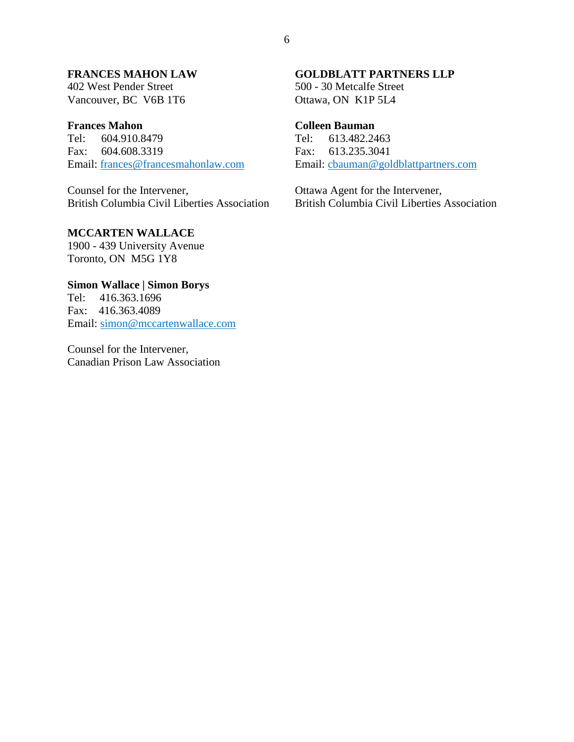**FRANCES MAHON LAW**
402 West Pender Street
Vancouver, BC V6B 1T6

**Frances Mahon**
Tel: 604.910.8479
Fax: 604.608.3319
Email: frances@francesmahonlaw.com

Counsel for the Intervener,
British Columbia Civil Liberties Association

**GOLDBLATT PARTNERS LLP**
500 - 30 Metcalfe Street
Ottawa, ON K1P 5L4

**Colleen Bauman**
Tel: 613.482.2463
Fax: 613.235.3041
Email: cbauman@goldblattpartners.com

Ottawa Agent for the Intervener,
British Columbia Civil Liberties Association

**MCCARTEN WALLACE**
1900 - 439 University Avenue
Toronto, ON M5G 1Y8

**Simon Wallace | Simon Borys**
Tel: 416.363.1696
Fax: 416.363.4089
Email: simon@mccartenwallace.com

Counsel for the Intervener,
Canadian Prison Law Association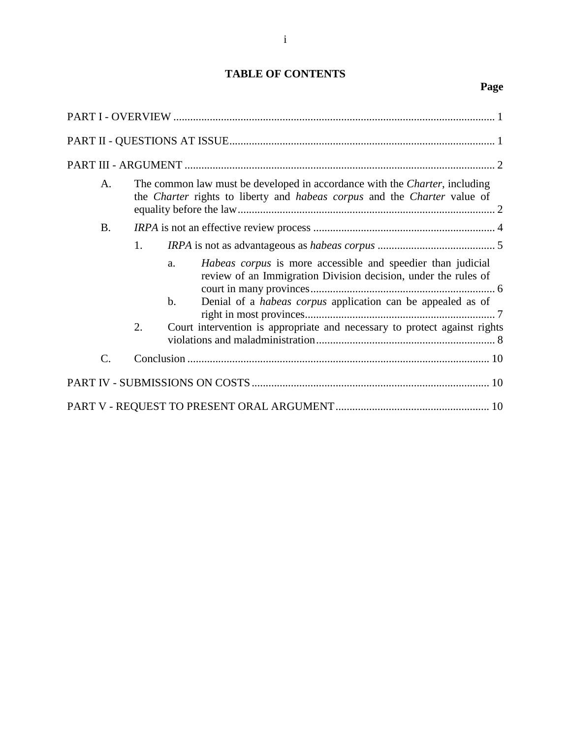# TABLE OF CONTENTS

**Page**

PART I - OVERVIEW .......... 1

PART II - QUESTIONS AT ISSUE .......... 1

PART III - ARGUMENT .......... 2

- A. The common law must be developed in accordance with the *Charter*, including the *Charter* rights to liberty and *habeas corpus* and the *Charter* value of equality before the law .......... 2
- B. *IRPA* is not an effective review process .......... 4
  - 1. *IRPA* is not as advantageous as *habeas corpus* .......... 5
    - a. *Habeas corpus* is more accessible and speedier than judicial review of an Immigration Division decision, under the rules of court in many provinces .......... 6
    - b. Denial of a *habeas corpus* application can be appealed as of right in most provinces .......... 7
  - 2. Court intervention is appropriate and necessary to protect against rights violations and maladministration .......... 8
- C. Conclusion .......... 10

PART IV - SUBMISSIONS ON COSTS .......... 10

PART V - REQUEST TO PRESENT ORAL ARGUMENT .......... 10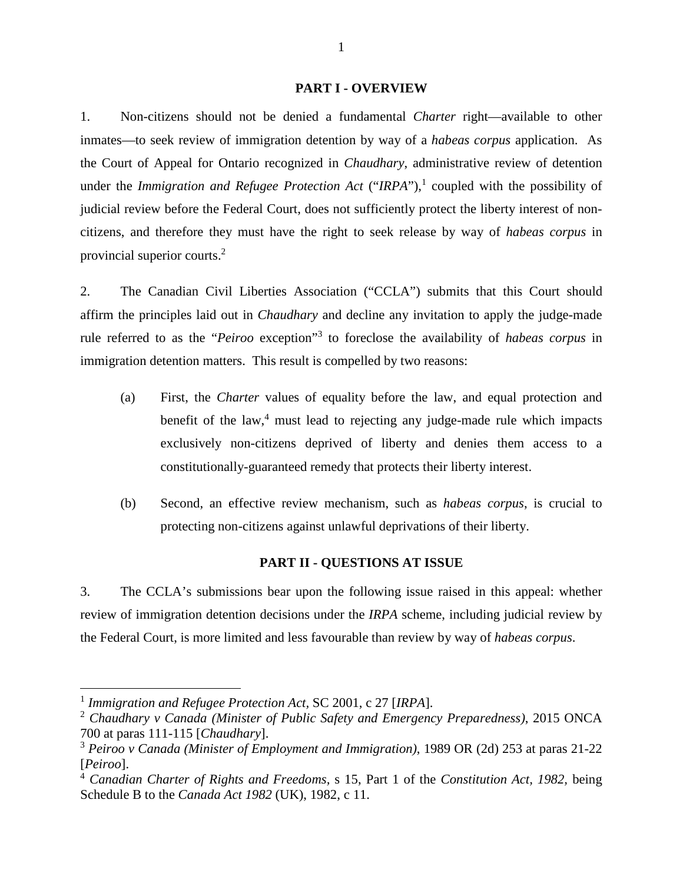## PART I - OVERVIEW

1. Non-citizens should not be denied a fundamental *Charter* right—available to other inmates—to seek review of immigration detention by way of a *habeas corpus* application. As the Court of Appeal for Ontario recognized in *Chaudhary*, administrative review of detention under the *Immigration and Refugee Protection Act* ("*IRPA*"),[1] coupled with the possibility of judicial review before the Federal Court, does not sufficiently protect the liberty interest of non-citizens, and therefore they must have the right to seek release by way of *habeas corpus* in provincial superior courts.[2]

2. The Canadian Civil Liberties Association ("CCLA") submits that this Court should affirm the principles laid out in *Chaudhary* and decline any invitation to apply the judge-made rule referred to as the "*Peiroo* exception"[3] to foreclose the availability of *habeas corpus* in immigration detention matters. This result is compelled by two reasons:

   (a) First, the *Charter* values of equality before the law, and equal protection and benefit of the law,[4] must lead to rejecting any judge-made rule which impacts exclusively non-citizens deprived of liberty and denies them access to a constitutionally-guaranteed remedy that protects their liberty interest.

   (b) Second, an effective review mechanism, such as *habeas corpus*, is crucial to protecting non-citizens against unlawful deprivations of their liberty.

## PART II - QUESTIONS AT ISSUE

3. The CCLA's submissions bear upon the following issue raised in this appeal: whether review of immigration detention decisions under the *IRPA* scheme, including judicial review by the Federal Court, is more limited and less favourable than review by way of *habeas corpus*.

---

[1] *Immigration and Refugee Protection Act*, SC 2001, c 27 [*IRPA*].

[2] *Chaudhary v Canada (Minister of Public Safety and Emergency Preparedness)*, 2015 ONCA 700 at paras 111-115 [*Chaudhary*].

[3] *Peiroo v Canada (Minister of Employment and Immigration)*, 1989 OR (2d) 253 at paras 21-22 [*Peiroo*].

[4] *Canadian Charter of Rights and Freedoms*, s 15, Part 1 of the *Constitution Act, 1982*, being Schedule B to the *Canada Act 1982* (UK), 1982, c 11.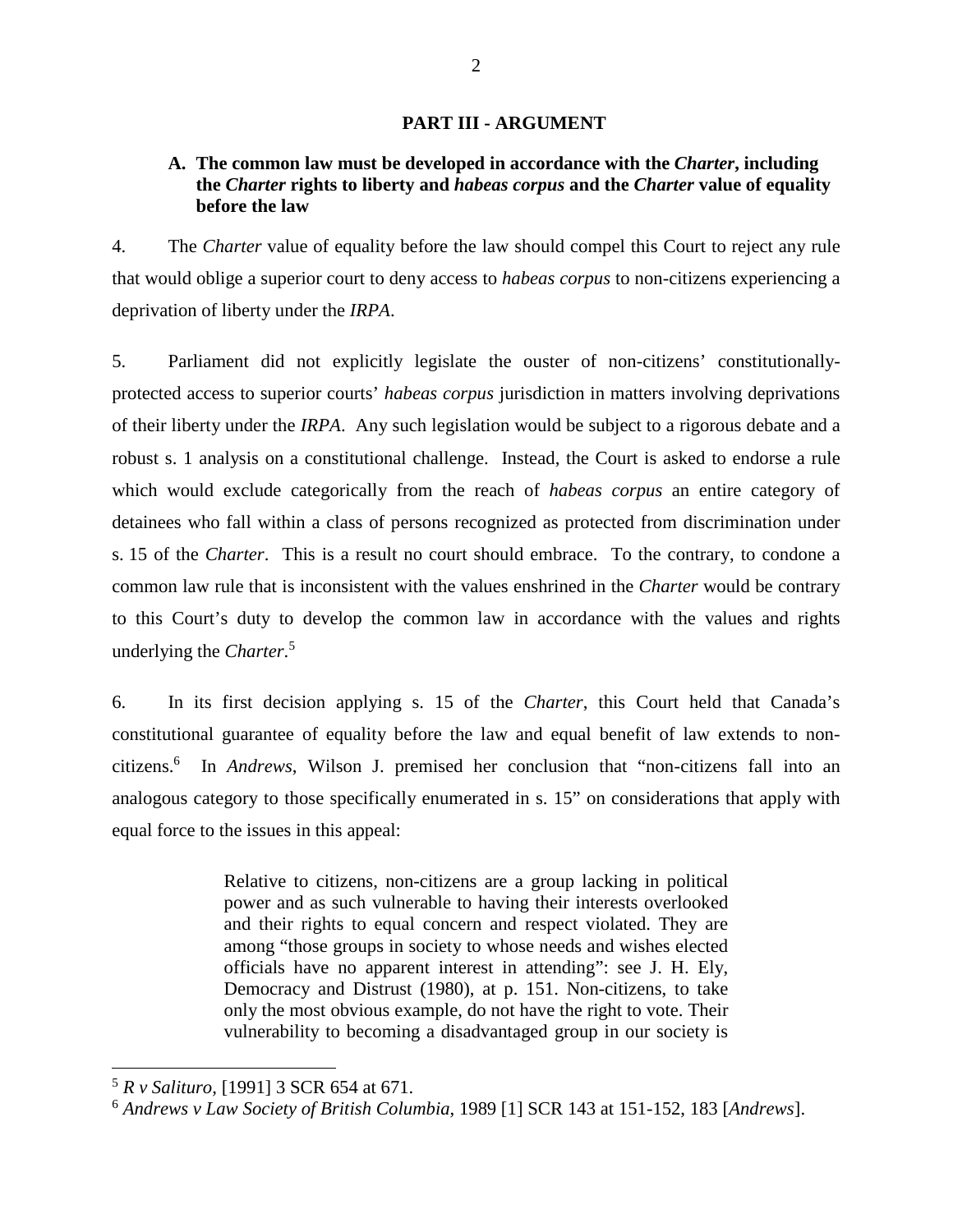## PART III - ARGUMENT

### A. The common law must be developed in accordance with the *Charter*, including the *Charter* rights to liberty and *habeas corpus* and the *Charter* value of equality before the law

4. The *Charter* value of equality before the law should compel this Court to reject any rule that would oblige a superior court to deny access to *habeas corpus* to non-citizens experiencing a deprivation of liberty under the *IRPA*.

5. Parliament did not explicitly legislate the ouster of non-citizens' constitutionally-protected access to superior courts' *habeas corpus* jurisdiction in matters involving deprivations of their liberty under the *IRPA*. Any such legislation would be subject to a rigorous debate and a robust s. 1 analysis on a constitutional challenge. Instead, the Court is asked to endorse a rule which would exclude categorically from the reach of *habeas corpus* an entire category of detainees who fall within a class of persons recognized as protected from discrimination under s. 15 of the *Charter*. This is a result no court should embrace. To the contrary, to condone a common law rule that is inconsistent with the values enshrined in the *Charter* would be contrary to this Court's duty to develop the common law in accordance with the values and rights underlying the *Charter*.[5]

6. In its first decision applying s. 15 of the *Charter*, this Court held that Canada's constitutional guarantee of equality before the law and equal benefit of law extends to non-citizens.[6] In *Andrews*, Wilson J. premised her conclusion that "non-citizens fall into an analogous category to those specifically enumerated in s. 15" on considerations that apply with equal force to the issues in this appeal:

> Relative to citizens, non-citizens are a group lacking in political power and as such vulnerable to having their interests overlooked and their rights to equal concern and respect violated. They are among "those groups in society to whose needs and wishes elected officials have no apparent interest in attending": see J. H. Ely, Democracy and Distrust (1980), at p. 151. Non-citizens, to take only the most obvious example, do not have the right to vote. Their vulnerability to becoming a disadvantaged group in our society is

---

[5] *R v Salituro*, [1991] 3 SCR 654 at 671.

[6] *Andrews v Law Society of British Columbia*, 1989 [1] SCR 143 at 151-152, 183 [*Andrews*].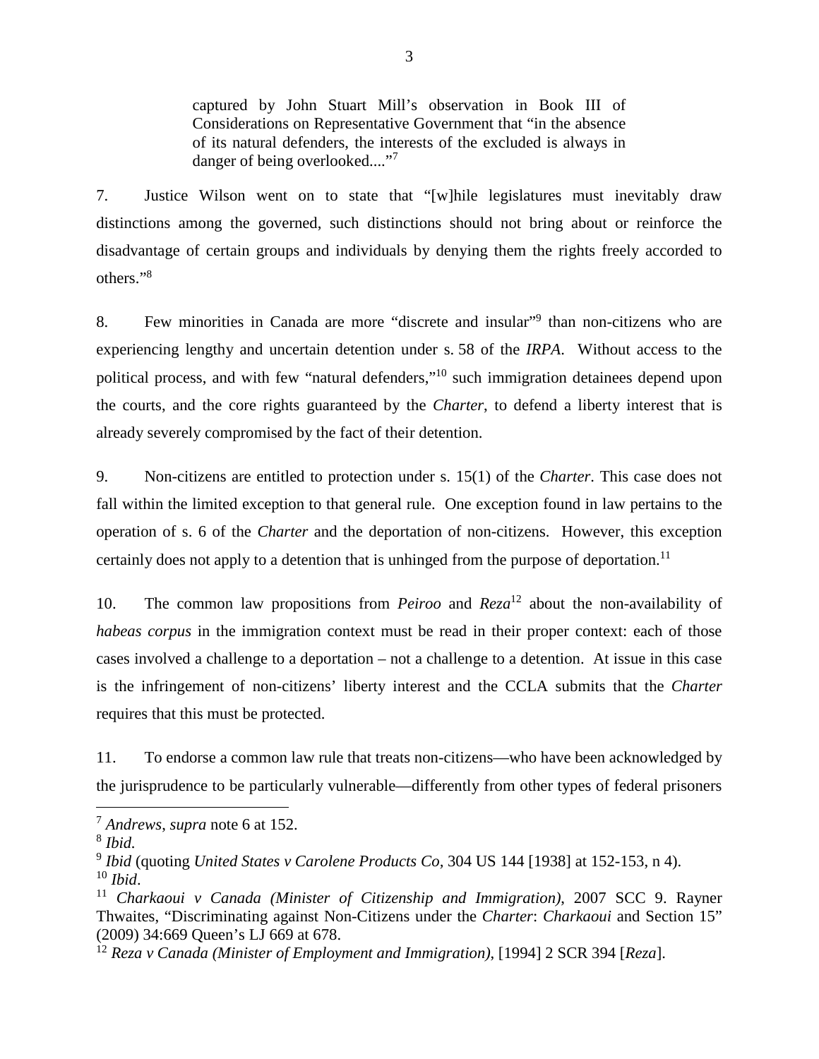> captured by John Stuart Mill's observation in Book III of Considerations on Representative Government that "in the absence of its natural defenders, the interests of the excluded is always in danger of being overlooked...."[7]

7. Justice Wilson went on to state that "[w]hile legislatures must inevitably draw distinctions among the governed, such distinctions should not bring about or reinforce the disadvantage of certain groups and individuals by denying them the rights freely accorded to others."[8]

8. Few minorities in Canada are more "discrete and insular"[9] than non-citizens who are experiencing lengthy and uncertain detention under s. 58 of the *IRPA*. Without access to the political process, and with few "natural defenders,"[10] such immigration detainees depend upon the courts, and the core rights guaranteed by the *Charter*, to defend a liberty interest that is already severely compromised by the fact of their detention.

9. Non-citizens are entitled to protection under s. 15(1) of the *Charter*. This case does not fall within the limited exception to that general rule. One exception found in law pertains to the operation of s. 6 of the *Charter* and the deportation of non-citizens. However, this exception certainly does not apply to a detention that is unhinged from the purpose of deportation.[11]

10. The common law propositions from *Peiroo* and *Reza*[12] about the non-availability of *habeas corpus* in the immigration context must be read in their proper context: each of those cases involved a challenge to a deportation – not a challenge to a detention. At issue in this case is the infringement of non-citizens' liberty interest and the CCLA submits that the *Charter* requires that this must be protected.

11. To endorse a common law rule that treats non-citizens—who have been acknowledged by the jurisprudence to be particularly vulnerable—differently from other types of federal prisoners

---

[7] *Andrews*, *supra* note 6 at 152.

[8] *Ibid.*

[9] *Ibid* (quoting *United States v Carolene Products Co*, 304 US 144 [1938] at 152-153, n 4).

[10] *Ibid*.

[11] *Charkaoui v Canada (Minister of Citizenship and Immigration)*, 2007 SCC 9. Rayner Thwaites, "Discriminating against Non-Citizens under the *Charter*: *Charkaoui* and Section 15" (2009) 34:669 Queen's LJ 669 at 678.

[12] *Reza v Canada (Minister of Employment and Immigration)*, [1994] 2 SCR 394 [*Reza*].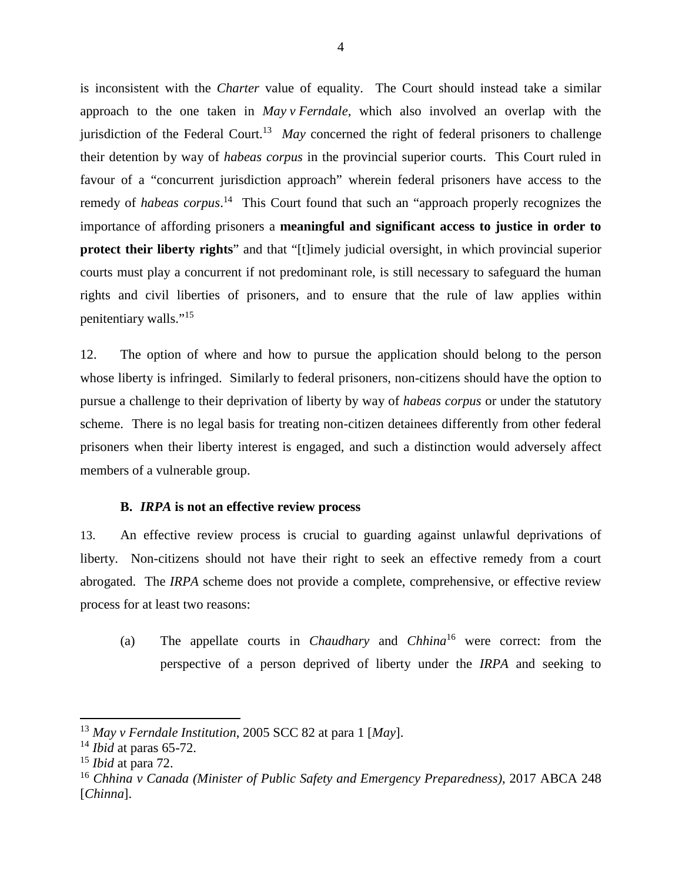is inconsistent with the *Charter* value of equality. The Court should instead take a similar approach to the one taken in *May v Ferndale*, which also involved an overlap with the jurisdiction of the Federal Court.[13] *May* concerned the right of federal prisoners to challenge their detention by way of *habeas corpus* in the provincial superior courts. This Court ruled in favour of a "concurrent jurisdiction approach" wherein federal prisoners have access to the remedy of *habeas corpus*.[14] This Court found that such an "approach properly recognizes the importance of affording prisoners a **meaningful and significant access to justice in order to protect their liberty rights**" and that "[t]imely judicial oversight, in which provincial superior courts must play a concurrent if not predominant role, is still necessary to safeguard the human rights and civil liberties of prisoners, and to ensure that the rule of law applies within penitentiary walls."[15]

12. The option of where and how to pursue the application should belong to the person whose liberty is infringed. Similarly to federal prisoners, non-citizens should have the option to pursue a challenge to their deprivation of liberty by way of *habeas corpus* or under the statutory scheme. There is no legal basis for treating non-citizen detainees differently from other federal prisoners when their liberty interest is engaged, and such a distinction would adversely affect members of a vulnerable group.

### B. *IRPA* is not an effective review process

13. An effective review process is crucial to guarding against unlawful deprivations of liberty. Non-citizens should not have their right to seek an effective remedy from a court abrogated. The *IRPA* scheme does not provide a complete, comprehensive, or effective review process for at least two reasons:

(a) The appellate courts in *Chaudhary* and *Chhina*[16] were correct: from the perspective of a person deprived of liberty under the *IRPA* and seeking to

---

[13] *May v Ferndale Institution*, 2005 SCC 82 at para 1 [*May*].

[14] *Ibid* at paras 65-72.

[15] *Ibid* at para 72.

[16] *Chhina v Canada (Minister of Public Safety and Emergency Preparedness)*, 2017 ABCA 248 [*Chinna*].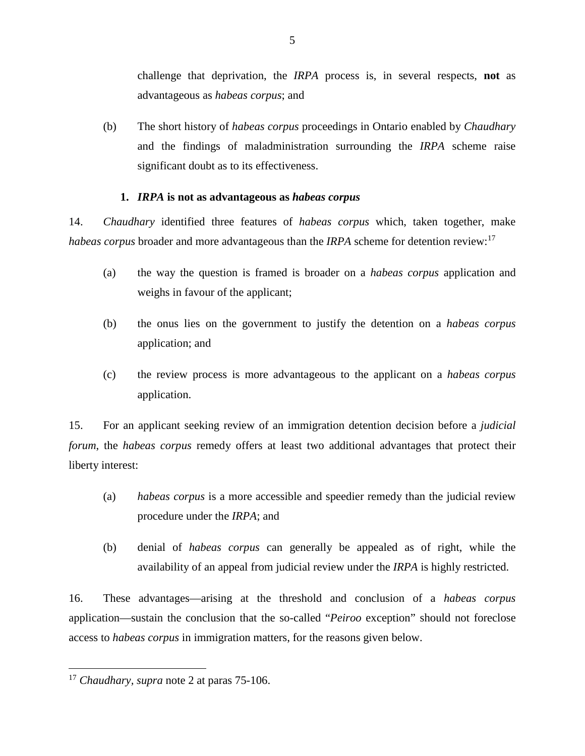challenge that deprivation, the *IRPA* process is, in several respects, **not** as advantageous as *habeas corpus*; and

(b) The short history of *habeas corpus* proceedings in Ontario enabled by *Chaudhary* and the findings of maladministration surrounding the *IRPA* scheme raise significant doubt as to its effectiveness.

### 1. *IRPA* is not as advantageous as *habeas corpus*

14. *Chaudhary* identified three features of *habeas corpus* which, taken together, make *habeas corpus* broader and more advantageous than the *IRPA* scheme for detention review:[17]

(a) the way the question is framed is broader on a *habeas corpus* application and weighs in favour of the applicant;

(b) the onus lies on the government to justify the detention on a *habeas corpus* application; and

(c) the review process is more advantageous to the applicant on a *habeas corpus* application.

15. For an applicant seeking review of an immigration detention decision before a *judicial forum*, the *habeas corpus* remedy offers at least two additional advantages that protect their liberty interest:

(a) *habeas corpus* is a more accessible and speedier remedy than the judicial review procedure under the *IRPA*; and

(b) denial of *habeas corpus* can generally be appealed as of right, while the availability of an appeal from judicial review under the *IRPA* is highly restricted.

16. These advantages—arising at the threshold and conclusion of a *habeas corpus* application—sustain the conclusion that the so-called "*Peiroo* exception" should not foreclose access to *habeas corpus* in immigration matters, for the reasons given below.

---

[17] *Chaudhary*, *supra* note 2 at paras 75-106.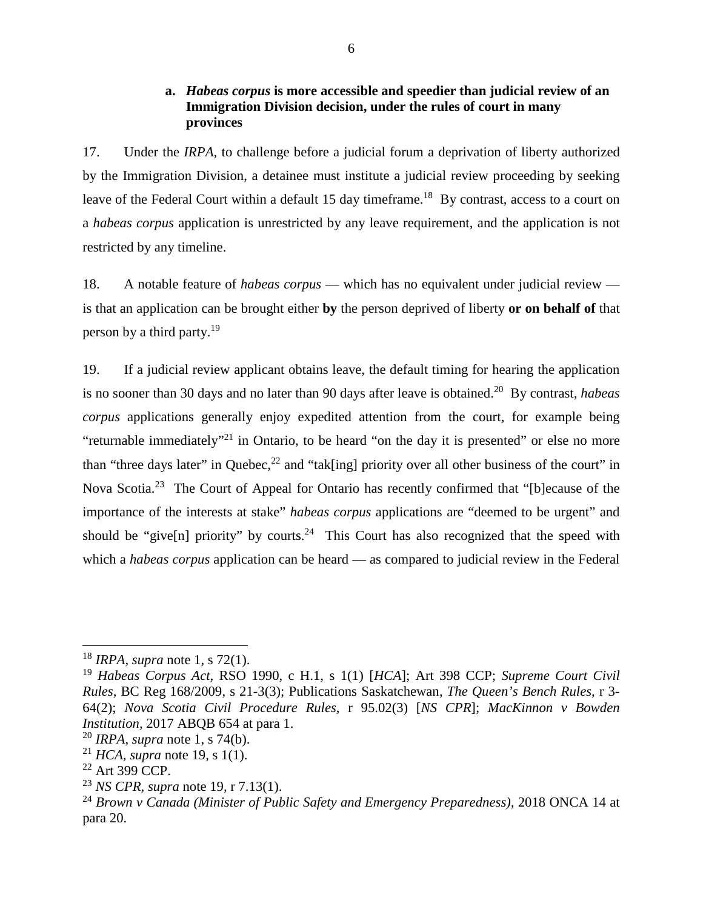### a. *Habeas corpus* is more accessible and speedier than judicial review of an Immigration Division decision, under the rules of court in many provinces

17. Under the *IRPA*, to challenge before a judicial forum a deprivation of liberty authorized by the Immigration Division, a detainee must institute a judicial review proceeding by seeking leave of the Federal Court within a default 15 day timeframe.[18] By contrast, access to a court on a *habeas corpus* application is unrestricted by any leave requirement, and the application is not restricted by any timeline.

18. A notable feature of *habeas corpus* — which has no equivalent under judicial review — is that an application can be brought either **by** the person deprived of liberty **or on behalf of** that person by a third party.[19]

19. If a judicial review applicant obtains leave, the default timing for hearing the application is no sooner than 30 days and no later than 90 days after leave is obtained.[20] By contrast, *habeas corpus* applications generally enjoy expedited attention from the court, for example being "returnable immediately"[21] in Ontario, to be heard "on the day it is presented" or else no more than "three days later" in Quebec,[22] and "tak[ing] priority over all other business of the court" in Nova Scotia.[23] The Court of Appeal for Ontario has recently confirmed that "[b]ecause of the importance of the interests at stake" *habeas corpus* applications are "deemed to be urgent" and should be "give[n] priority" by courts.[24] This Court has also recognized that the speed with which a *habeas corpus* application can be heard — as compared to judicial review in the Federal

---

[18] *IRPA*, *supra* note 1, s 72(1).

[19] *Habeas Corpus Act*, RSO 1990, c H.1, s 1(1) [*HCA*]; Art 398 CCP; *Supreme Court Civil Rules*, BC Reg 168/2009, s 21-3(3); Publications Saskatchewan, *The Queen's Bench Rules*, r 3-64(2); *Nova Scotia Civil Procedure Rules*, r 95.02(3) [*NS CPR*]; *MacKinnon v Bowden Institution*, 2017 ABQB 654 at para 1.

[20] *IRPA*, *supra* note 1, s 74(b).

[21] *HCA*, *supra* note 19, s 1(1).

[22] Art 399 CCP.

[23] *NS CPR*, *supra* note 19, r 7.13(1).

[24] *Brown v Canada (Minister of Public Safety and Emergency Preparedness)*, 2018 ONCA 14 at para 20.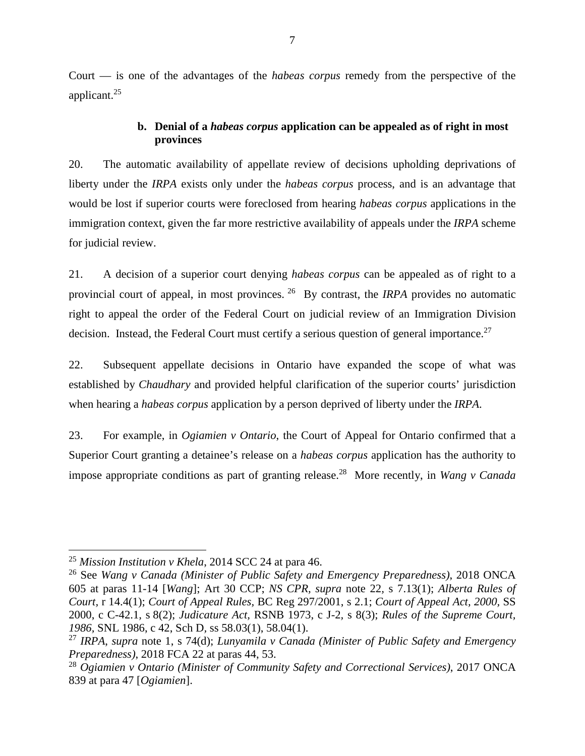Court — is one of the advantages of the *habeas corpus* remedy from the perspective of the applicant.[25]

### b. Denial of a *habeas corpus* application can be appealed as of right in most provinces

20. The automatic availability of appellate review of decisions upholding deprivations of liberty under the *IRPA* exists only under the *habeas corpus* process, and is an advantage that would be lost if superior courts were foreclosed from hearing *habeas corpus* applications in the immigration context, given the far more restrictive availability of appeals under the *IRPA* scheme for judicial review.

21. A decision of a superior court denying *habeas corpus* can be appealed as of right to a provincial court of appeal, in most provinces.[26] By contrast, the *IRPA* provides no automatic right to appeal the order of the Federal Court on judicial review of an Immigration Division decision. Instead, the Federal Court must certify a serious question of general importance.[27]

22. Subsequent appellate decisions in Ontario have expanded the scope of what was established by *Chaudhary* and provided helpful clarification of the superior courts' jurisdiction when hearing a *habeas corpus* application by a person deprived of liberty under the *IRPA*.

23. For example, in *Ogiamien v Ontario*, the Court of Appeal for Ontario confirmed that a Superior Court granting a detainee's release on a *habeas corpus* application has the authority to impose appropriate conditions as part of granting release.[28] More recently, in *Wang v Canada*

---

[25] *Mission Institution v Khela*, 2014 SCC 24 at para 46.

[26] See *Wang v Canada (Minister of Public Safety and Emergency Preparedness)*, 2018 ONCA 605 at paras 11-14 [*Wang*]; Art 30 CCP; *NS CPR*, *supra* note 22, s 7.13(1); *Alberta Rules of Court*, r 14.4(1); *Court of Appeal Rules*, BC Reg 297/2001, s 2.1; *Court of Appeal Act, 2000*, SS 2000, c C-42.1, s 8(2); *Judicature Act*, RSNB 1973, c J-2, s 8(3); *Rules of the Supreme Court, 1986*, SNL 1986, c 42, Sch D, ss 58.03(1), 58.04(1).

[27] *IRPA*, *supra* note 1, s 74(d); *Lunyamila v Canada (Minister of Public Safety and Emergency Preparedness)*, 2018 FCA 22 at paras 44, 53.

[28] *Ogiamien v Ontario (Minister of Community Safety and Correctional Services)*, 2017 ONCA 839 at para 47 [*Ogiamien*].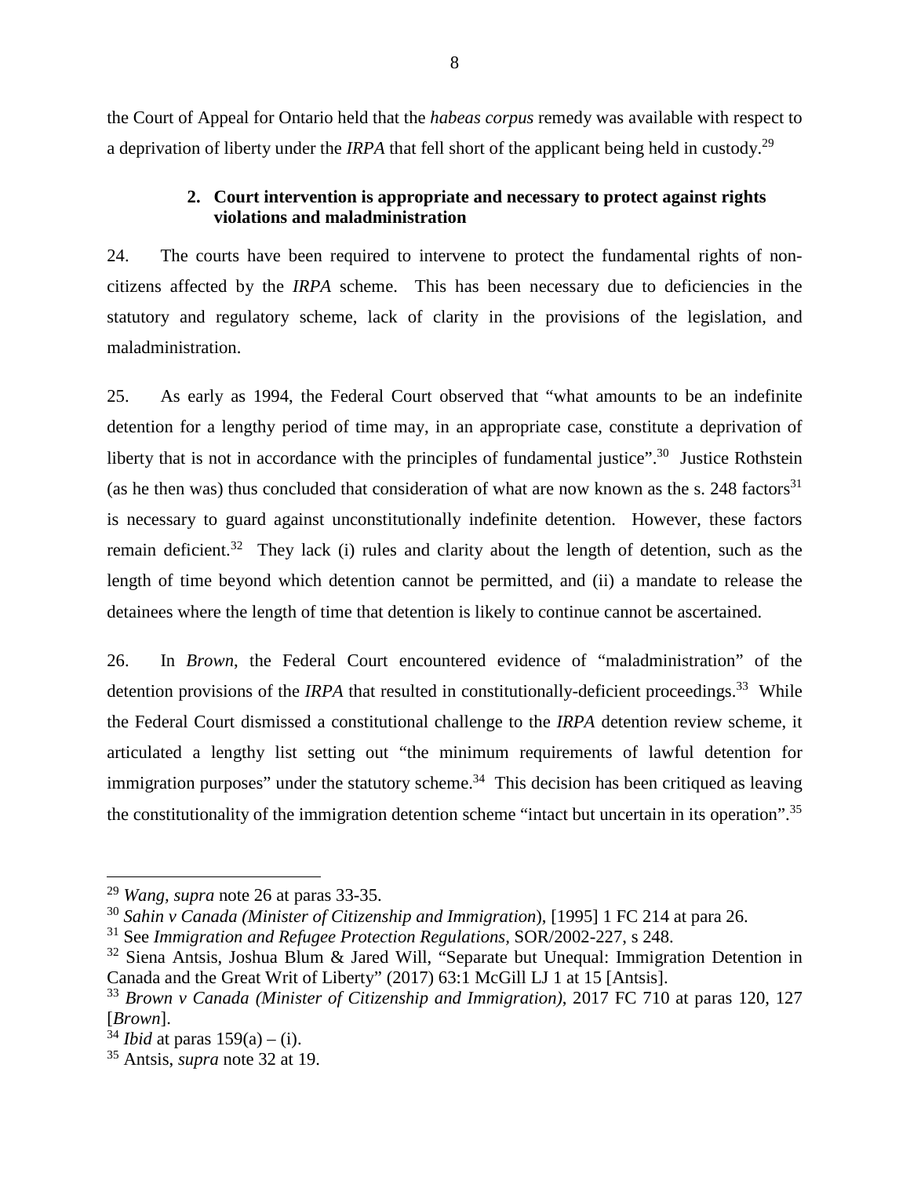the Court of Appeal for Ontario held that the *habeas corpus* remedy was available with respect to a deprivation of liberty under the *IRPA* that fell short of the applicant being held in custody.[29]

### 2. Court intervention is appropriate and necessary to protect against rights violations and maladministration

24. The courts have been required to intervene to protect the fundamental rights of non-citizens affected by the *IRPA* scheme. This has been necessary due to deficiencies in the statutory and regulatory scheme, lack of clarity in the provisions of the legislation, and maladministration.

25. As early as 1994, the Federal Court observed that "what amounts to be an indefinite detention for a lengthy period of time may, in an appropriate case, constitute a deprivation of liberty that is not in accordance with the principles of fundamental justice".[30] Justice Rothstein (as he then was) thus concluded that consideration of what are now known as the s. 248 factors[31] is necessary to guard against unconstitutionally indefinite detention. However, these factors remain deficient.[32] They lack (i) rules and clarity about the length of detention, such as the length of time beyond which detention cannot be permitted, and (ii) a mandate to release the detainees where the length of time that detention is likely to continue cannot be ascertained.

26. In *Brown*, the Federal Court encountered evidence of "maladministration" of the detention provisions of the *IRPA* that resulted in constitutionally-deficient proceedings.[33] While the Federal Court dismissed a constitutional challenge to the *IRPA* detention review scheme, it articulated a lengthy list setting out "the minimum requirements of lawful detention for immigration purposes" under the statutory scheme.[34] This decision has been critiqued as leaving the constitutionality of the immigration detention scheme "intact but uncertain in its operation".[35]

---

[29] *Wang, supra* note 26 at paras 33-35.

[30] *Sahin v Canada (Minister of Citizenship and Immigration*), [1995] 1 FC 214 at para 26.

[31] See *Immigration and Refugee Protection Regulations*, SOR/2002-227, s 248.

[32] Siena Antsis, Joshua Blum & Jared Will, "Separate but Unequal: Immigration Detention in Canada and the Great Writ of Liberty" (2017) 63:1 McGill LJ 1 at 15 [Antsis].

[33] *Brown v Canada (Minister of Citizenship and Immigration)*, 2017 FC 710 at paras 120, 127 [*Brown*].

[34] *Ibid* at paras 159(a) – (i).

[35] Antsis, *supra* note 32 at 19.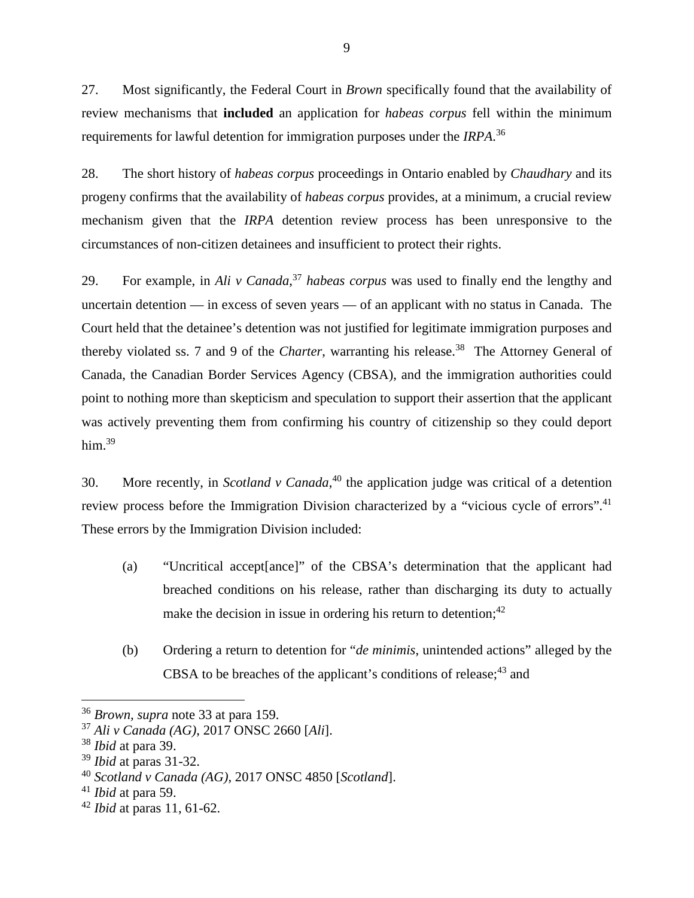27. Most significantly, the Federal Court in *Brown* specifically found that the availability of review mechanisms that **included** an application for *habeas corpus* fell within the minimum requirements for lawful detention for immigration purposes under the *IRPA*.[36]

28. The short history of *habeas corpus* proceedings in Ontario enabled by *Chaudhary* and its progeny confirms that the availability of *habeas corpus* provides, at a minimum, a crucial review mechanism given that the *IRPA* detention review process has been unresponsive to the circumstances of non-citizen detainees and insufficient to protect their rights.

29. For example, in *Ali v Canada*,[37] *habeas corpus* was used to finally end the lengthy and uncertain detention — in excess of seven years — of an applicant with no status in Canada. The Court held that the detainee's detention was not justified for legitimate immigration purposes and thereby violated ss. 7 and 9 of the *Charter*, warranting his release.[38] The Attorney General of Canada, the Canadian Border Services Agency (CBSA), and the immigration authorities could point to nothing more than skepticism and speculation to support their assertion that the applicant was actively preventing them from confirming his country of citizenship so they could deport him.[39]

30. More recently, in *Scotland v Canada*,[40] the application judge was critical of a detention review process before the Immigration Division characterized by a "vicious cycle of errors".[41] These errors by the Immigration Division included:

(a) "Uncritical accept[ance]" of the CBSA's determination that the applicant had breached conditions on his release, rather than discharging its duty to actually make the decision in issue in ordering his return to detention;[42]

(b) Ordering a return to detention for "*de minimis*, unintended actions" alleged by the CBSA to be breaches of the applicant's conditions of release;[43] and

---

[36] *Brown, supra* note 33 at para 159.
[37] *Ali v Canada (AG)*, 2017 ONSC 2660 [*Ali*].
[38] *Ibid* at para 39.
[39] *Ibid* at paras 31-32.
[40] *Scotland v Canada (AG)*, 2017 ONSC 4850 [*Scotland*].
[41] *Ibid* at para 59.
[42] *Ibid* at paras 11, 61-62.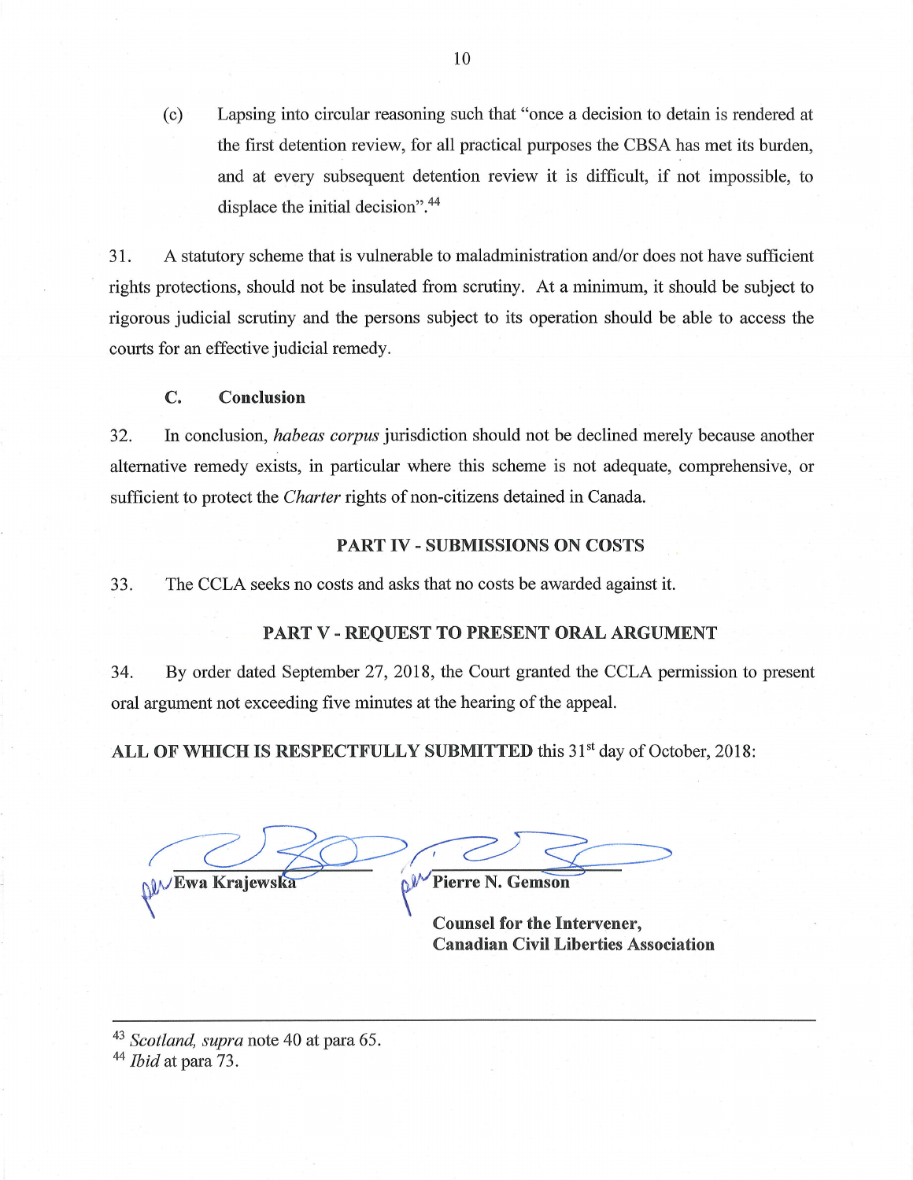(c) Lapsing into circular reasoning such that "once a decision to detain is rendered at the first detention review, for all practical purposes the CBSA has met its burden, and at every subsequent detention review it is difficult, if not impossible, to displace the initial decision".[44]

31. A statutory scheme that is vulnerable to maladministration and/or does not have sufficient rights protections, should not be insulated from scrutiny. At a minimum, it should be subject to rigorous judicial scrutiny and the persons subject to its operation should be able to access the courts for an effective judicial remedy.

### C. Conclusion

32. In conclusion, *habeas corpus* jurisdiction should not be declined merely because another alternative remedy exists, in particular where this scheme is not adequate, comprehensive, or sufficient to protect the *Charter* rights of non-citizens detained in Canada.

## PART IV - SUBMISSIONS ON COSTS

33. The CCLA seeks no costs and asks that no costs be awarded against it.

## PART V - REQUEST TO PRESENT ORAL ARGUMENT

34. By order dated September 27, 2018, the Court granted the CCLA permission to present oral argument not exceeding five minutes at the hearing of the appeal.

**ALL OF WHICH IS RESPECTFULLY SUBMITTED** this 31st day of October, 2018:

per **Ewa Krajewska**

per **Pierre N. Gemson**

**Counsel for the Intervener,**
**Canadian Civil Liberties Association**

---

[43] *Scotland, supra* note 40 at para 65.

[44] *Ibid* at para 73.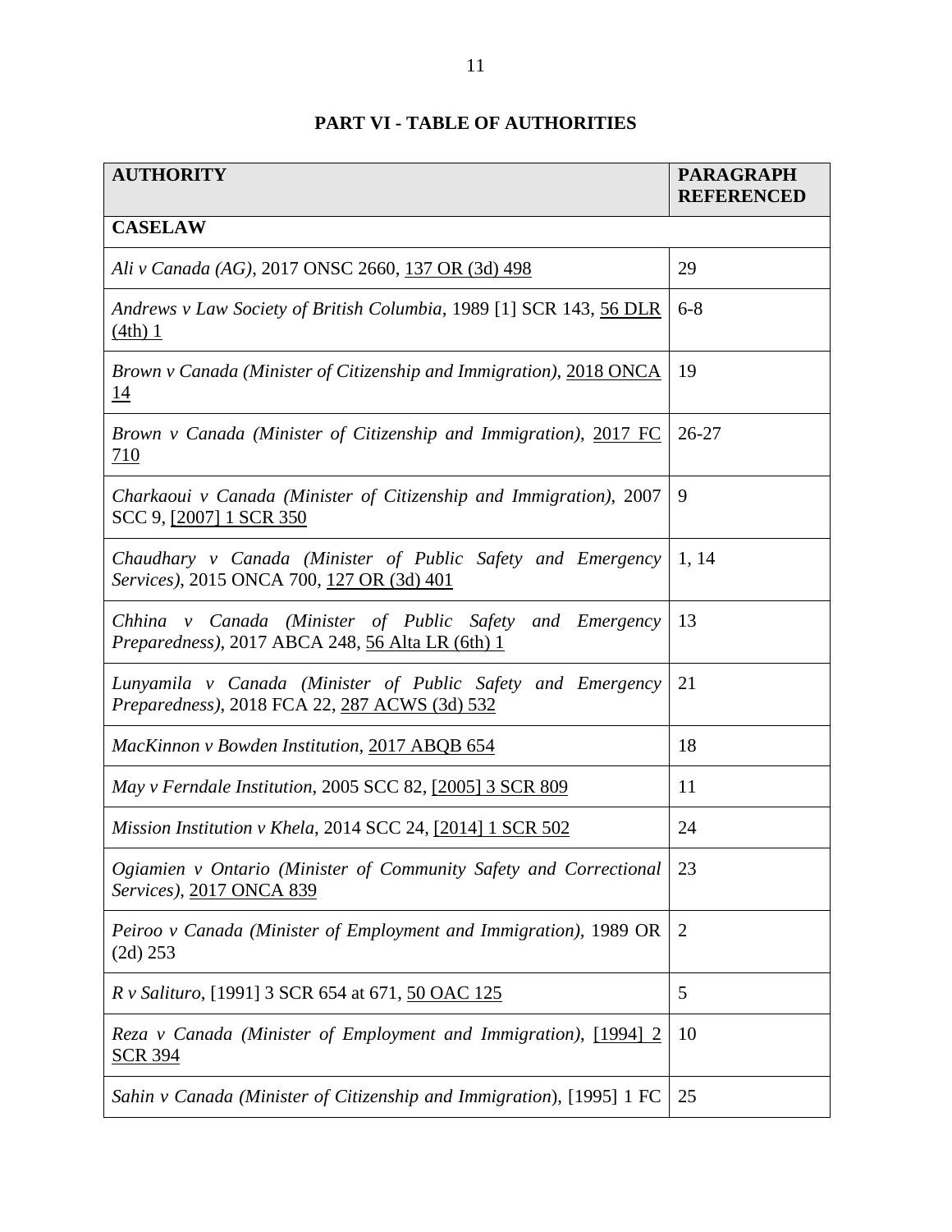## PART VI - TABLE OF AUTHORITIES

| AUTHORITY | PARAGRAPH REFERENCED |
|---|---|
| **CASELAW** | |
| *Ali v Canada (AG)*, 2017 ONSC 2660, 137 OR (3d) 498 | 29 |
| *Andrews v Law Society of British Columbia*, 1989 [1] SCR 143, 56 DLR (4th) 1 | 6-8 |
| *Brown v Canada (Minister of Citizenship and Immigration)*, 2018 ONCA 14 | 19 |
| *Brown v Canada (Minister of Citizenship and Immigration)*, 2017 FC 710 | 26-27 |
| *Charkaoui v Canada (Minister of Citizenship and Immigration)*, 2007 SCC 9, [2007] 1 SCR 350 | 9 |
| *Chaudhary v Canada (Minister of Public Safety and Emergency Services)*, 2015 ONCA 700, 127 OR (3d) 401 | 1, 14 |
| *Chhina v Canada (Minister of Public Safety and Emergency Preparedness)*, 2017 ABCA 248, 56 Alta LR (6th) 1 | 13 |
| *Lunyamila v Canada (Minister of Public Safety and Emergency Preparedness)*, 2018 FCA 22, 287 ACWS (3d) 532 | 21 |
| *MacKinnon v Bowden Institution*, 2017 ABQB 654 | 18 |
| *May v Ferndale Institution*, 2005 SCC 82, [2005] 3 SCR 809 | 11 |
| *Mission Institution v Khela*, 2014 SCC 24, [2014] 1 SCR 502 | 24 |
| *Ogiamien v Ontario (Minister of Community Safety and Correctional Services)*, 2017 ONCA 839 | 23 |
| *Peiroo v Canada (Minister of Employment and Immigration)*, 1989 OR (2d) 253 | 2 |
| *R v Salituro*, [1991] 3 SCR 654 at 671, 50 OAC 125 | 5 |
| *Reza v Canada (Minister of Employment and Immigration)*, [1994] 2 SCR 394 | 10 |
| *Sahin v Canada (Minister of Citizenship and Immigration*), [1995] 1 FC | 25 |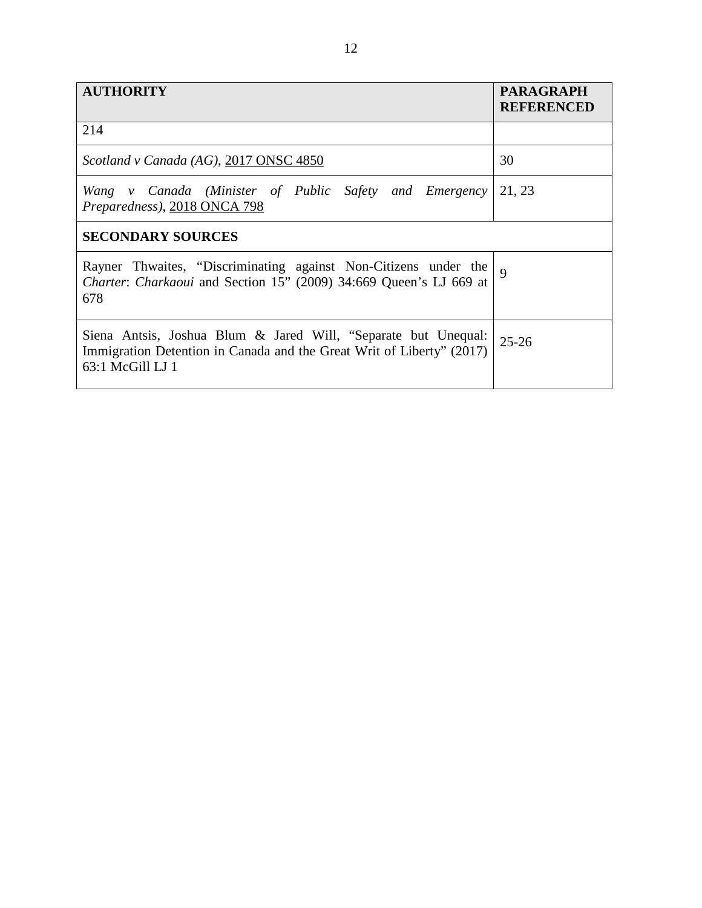| AUTHORITY | PARAGRAPH REFERENCED |
|---|---|
| 214 | |
| *Scotland v Canada (AG)*, 2017 ONSC 4850 | 30 |
| *Wang v Canada (Minister of Public Safety and Emergency Preparedness)*, 2018 ONCA 798 | 21, 23 |
| **SECONDARY SOURCES** | |
| Rayner Thwaites, "Discriminating against Non-Citizens under the *Charter*: *Charkaoui* and Section 15" (2009) 34:669 Queen's LJ 669 at 678 | 9 |
| Siena Antsis, Joshua Blum & Jared Will, "Separate but Unequal: Immigration Detention in Canada and the Great Writ of Liberty" (2017) 63:1 McGill LJ 1 | 25-26 |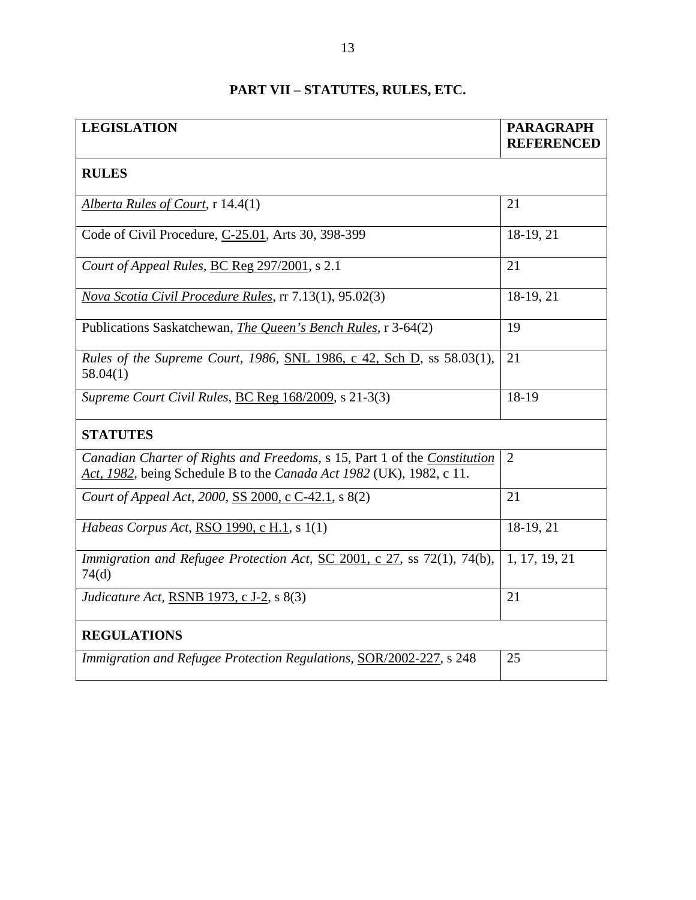# PART VII – STATUTES, RULES, ETC.

| LEGISLATION | PARAGRAPH REFERENCED |
|---|---|
| **RULES** | |
| *Alberta Rules of Court*, r 14.4(1) | 21 |
| Code of Civil Procedure, C-25.01, Arts 30, 398-399 | 18-19, 21 |
| *Court of Appeal Rules*, BC Reg 297/2001, s 2.1 | 21 |
| *Nova Scotia Civil Procedure Rules*, rr 7.13(1), 95.02(3) | 18-19, 21 |
| Publications Saskatchewan, *The Queen's Bench Rules*, r 3-64(2) | 19 |
| *Rules of the Supreme Court, 1986*, SNL 1986, c 42, Sch D, ss 58.03(1), 58.04(1) | 21 |
| *Supreme Court Civil Rules*, BC Reg 168/2009, s 21-3(3) | 18-19 |
| **STATUTES** | |
| *Canadian Charter of Rights and Freedoms*, s 15, Part 1 of the *Constitution Act, 1982*, being Schedule B to the *Canada Act 1982* (UK), 1982, c 11. | 2 |
| *Court of Appeal Act, 2000*, SS 2000, c C-42.1, s 8(2) | 21 |
| *Habeas Corpus Act*, RSO 1990, c H.1, s 1(1) | 18-19, 21 |
| *Immigration and Refugee Protection Act*, SC 2001, c 27, ss 72(1), 74(b), 74(d) | 1, 17, 19, 21 |
| *Judicature Act*, RSNB 1973, c J-2, s 8(3) | 21 |
| **REGULATIONS** | |
| *Immigration and Refugee Protection Regulations*, SOR/2002-227, s 248 | 25 |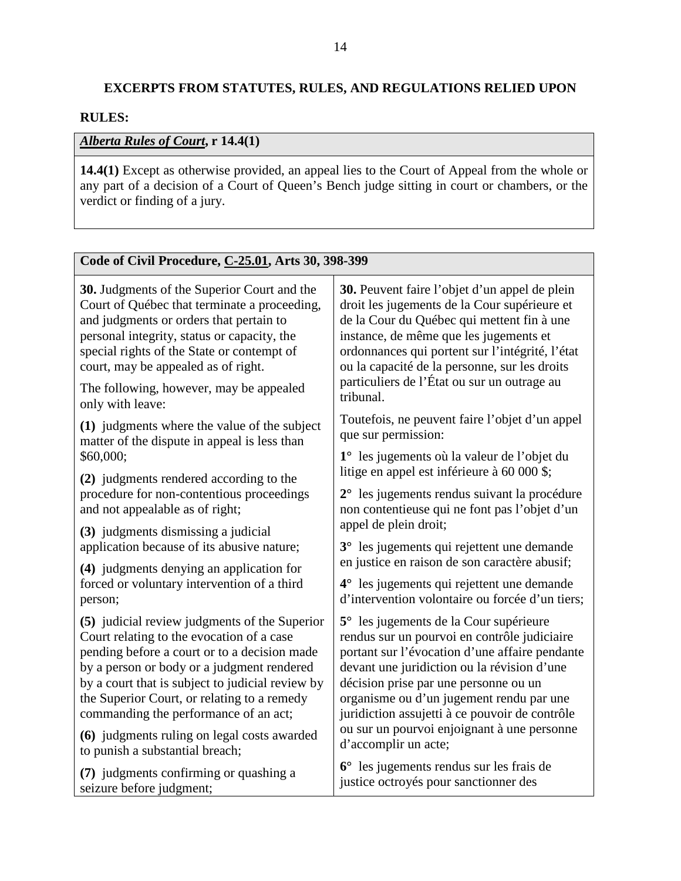**EXCERPTS FROM STATUTES, RULES, AND REGULATIONS RELIED UPON**

**RULES:**

| ***Alberta Rules of Court*****, r 14.4(1)** |
| --- |
| **14.4(1)** Except as otherwise provided, an appeal lies to the Court of Appeal from the whole or any part of a decision of a Court of Queen's Bench judge sitting in court or chambers, or the verdict or finding of a jury. |

| **Code of Civil Procedure, C-25.01, Arts 30, 398-399** | |
| --- | --- |
| **30.** Judgments of the Superior Court and the Court of Québec that terminate a proceeding, and judgments or orders that pertain to personal integrity, status or capacity, the special rights of the State or contempt of court, may be appealed as of right. | **30.** Peuvent faire l'objet d'un appel de plein droit les jugements de la Cour supérieure et de la Cour du Québec qui mettent fin à une instance, de même que les jugements et ordonnances qui portent sur l'intégrité, l'état ou la capacité de la personne, sur les droits particuliers de l'État ou sur un outrage au tribunal. |
| The following, however, may be appealed only with leave: | Toutefois, ne peuvent faire l'objet d'un appel que sur permission: |
| **(1)** judgments where the value of the subject matter of the dispute in appeal is less than $60,000; | **1°** les jugements où la valeur de l'objet du litige en appel est inférieure à 60 000 $; |
| **(2)** judgments rendered according to the procedure for non-contentious proceedings and not appealable as of right; | **2°** les jugements rendus suivant la procédure non contentieuse qui ne font pas l'objet d'un appel de plein droit; |
| **(3)** judgments dismissing a judicial application because of its abusive nature; | **3°** les jugements qui rejettent une demande en justice en raison de son caractère abusif; |
| **(4)** judgments denying an application for forced or voluntary intervention of a third person; | **4°** les jugements qui rejettent une demande d'intervention volontaire ou forcée d'un tiers; |
| **(5)** judicial review judgments of the Superior Court relating to the evocation of a case pending before a court or to a decision made by a person or body or a judgment rendered by a court that is subject to judicial review by the Superior Court, or relating to a remedy commanding the performance of an act; | **5°** les jugements de la Cour supérieure rendus sur un pourvoi en contrôle judiciaire portant sur l'évocation d'une affaire pendante devant une juridiction ou la révision d'une décision prise par une personne ou un organisme ou d'un jugement rendu par une juridiction assujetti à ce pouvoir de contrôle ou sur un pourvoi enjoignant à une personne d'accomplir un acte; |
| **(6)** judgments ruling on legal costs awarded to punish a substantial breach; | **6°** les jugements rendus sur les frais de justice octroyés pour sanctionner des |
| **(7)** judgments confirming or quashing a seizure before judgment; | |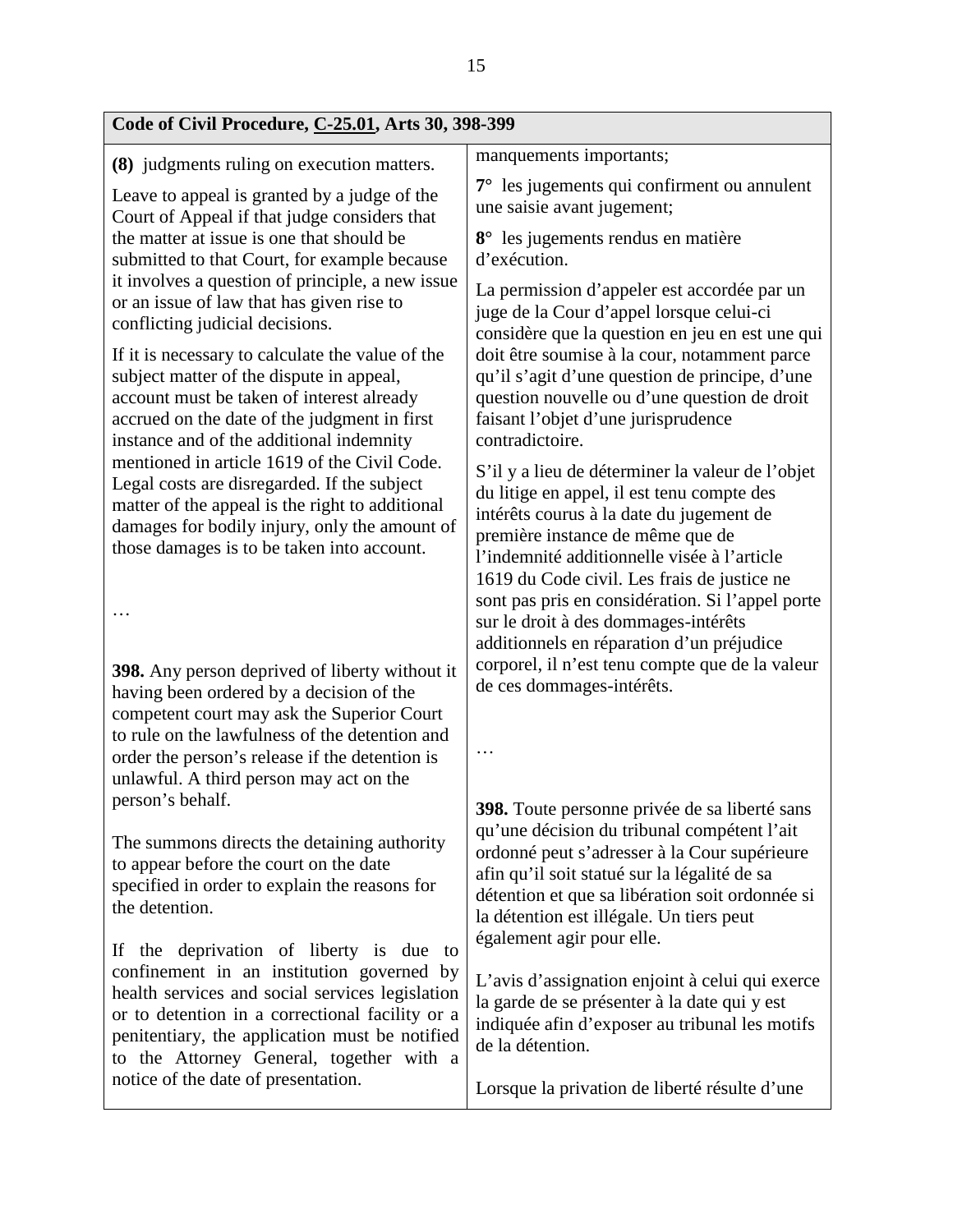| Code of Civil Procedure, C-25.01, Arts 30, 398-399 | |
|---|---|
| **(8)** judgments ruling on execution matters.<br><br>Leave to appeal is granted by a judge of the Court of Appeal if that judge considers that the matter at issue is one that should be submitted to that Court, for example because it involves a question of principle, a new issue or an issue of law that has given rise to conflicting judicial decisions.<br><br>If it is necessary to calculate the value of the subject matter of the dispute in appeal, account must be taken of interest already accrued on the date of the judgment in first instance and of the additional indemnity mentioned in article 1619 of the Civil Code. Legal costs are disregarded. If the subject matter of the appeal is the right to additional damages for bodily injury, only the amount of those damages is to be taken into account.<br><br>…<br><br>**398.** Any person deprived of liberty without it having been ordered by a decision of the competent court may ask the Superior Court to rule on the lawfulness of the detention and order the person's release if the detention is unlawful. A third person may act on the person's behalf.<br><br>The summons directs the detaining authority to appear before the court on the date specified in order to explain the reasons for the detention.<br><br>If the deprivation of liberty is due to confinement in an institution governed by health services and social services legislation or to detention in a correctional facility or a penitentiary, the application must be notified to the Attorney General, together with a notice of the date of presentation. | manquements importants;<br><br>**7°** les jugements qui confirment ou annulent une saisie avant jugement;<br><br>**8°** les jugements rendus en matière d'exécution.<br><br>La permission d'appeler est accordée par un juge de la Cour d'appel lorsque celui-ci considère que la question en jeu en est une qui doit être soumise à la cour, notamment parce qu'il s'agit d'une question de principe, d'une question nouvelle ou d'une question de droit faisant l'objet d'une jurisprudence contradictoire.<br><br>S'il y a lieu de déterminer la valeur de l'objet du litige en appel, il est tenu compte des intérêts courus à la date du jugement de première instance de même que de l'indemnité additionnelle visée à l'article 1619 du Code civil. Les frais de justice ne sont pas pris en considération. Si l'appel porte sur le droit à des dommages-intérêts additionnels en réparation d'un préjudice corporel, il n'est tenu compte que de la valeur de ces dommages-intérêts.<br><br>…<br><br>**398.** Toute personne privée de sa liberté sans qu'une décision du tribunal compétent l'ait ordonné peut s'adresser à la Cour supérieure afin qu'il soit statué sur la légalité de sa détention et que sa libération soit ordonnée si la détention est illégale. Un tiers peut également agir pour elle.<br><br>L'avis d'assignation enjoint à celui qui exerce la garde de se présenter à la date qui y est indiquée afin d'exposer au tribunal les motifs de la détention.<br><br>Lorsque la privation de liberté résulte d'une |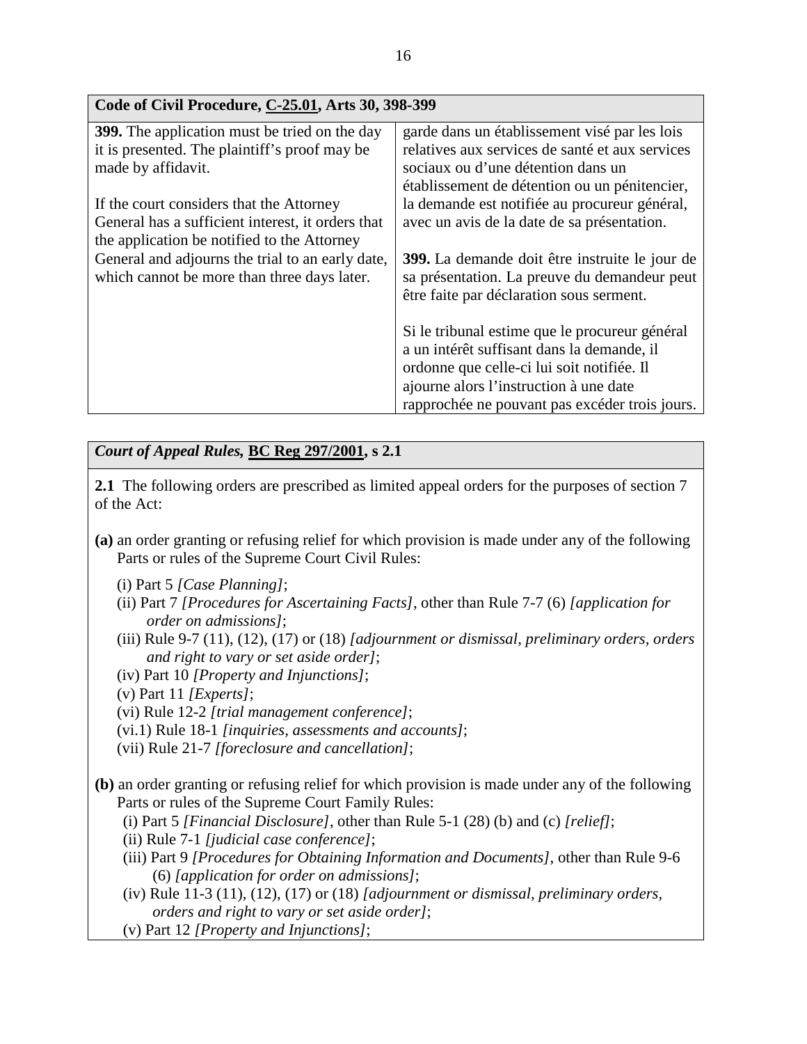| Code of Civil Procedure, C-25.01, Arts 30, 398-399 | |
|---|---|
| **399.** The application must be tried on the day it is presented. The plaintiff's proof may be made by affidavit.<br><br>If the court considers that the Attorney General has a sufficient interest, it orders that the application be notified to the Attorney General and adjourns the trial to an early date, which cannot be more than three days later. | garde dans un établissement visé par les lois relatives aux services de santé et aux services sociaux ou d'une détention dans un établissement de détention ou un pénitencier, la demande est notifiée au procureur général, avec un avis de la date de sa présentation.<br><br>**399.** La demande doit être instruite le jour de sa présentation. La preuve du demandeur peut être faite par déclaration sous serment.<br><br>Si le tribunal estime que le procureur général a un intérêt suffisant dans la demande, il ordonne que celle-ci lui soit notifiée. Il ajourne alors l'instruction à une date rapprochée ne pouvant pas excéder trois jours. |

| *Court of Appeal Rules,* BC Reg 297/2001, s 2.1 |
|---|
| **2.1** The following orders are prescribed as limited appeal orders for the purposes of section 7 of the Act:<br><br>**(a)** an order granting or refusing relief for which provision is made under any of the following Parts or rules of the Supreme Court Civil Rules:<br>(i) Part 5 *[Case Planning]*;<br>(ii) Part 7 *[Procedures for Ascertaining Facts]*, other than Rule 7-7 (6) *[application for order on admissions]*;<br>(iii) Rule 9-7 (11), (12), (17) or (18) *[adjournment or dismissal, preliminary orders, orders and right to vary or set aside order]*;<br>(iv) Part 10 *[Property and Injunctions]*;<br>(v) Part 11 *[Experts]*;<br>(vi) Rule 12-2 *[trial management conference]*;<br>(vi.1) Rule 18-1 *[inquiries, assessments and accounts]*;<br>(vii) Rule 21-7 *[foreclosure and cancellation]*;<br><br>**(b)** an order granting or refusing relief for which provision is made under any of the following Parts or rules of the Supreme Court Family Rules:<br>(i) Part 5 *[Financial Disclosure]*, other than Rule 5-1 (28) (b) and (c) *[relief]*;<br>(ii) Rule 7-1 *[judicial case conference]*;<br>(iii) Part 9 *[Procedures for Obtaining Information and Documents]*, other than Rule 9-6 (6) *[application for order on admissions]*;<br>(iv) Rule 11-3 (11), (12), (17) or (18) *[adjournment or dismissal, preliminary orders, orders and right to vary or set aside order]*;<br>(v) Part 12 *[Property and Injunctions]*; |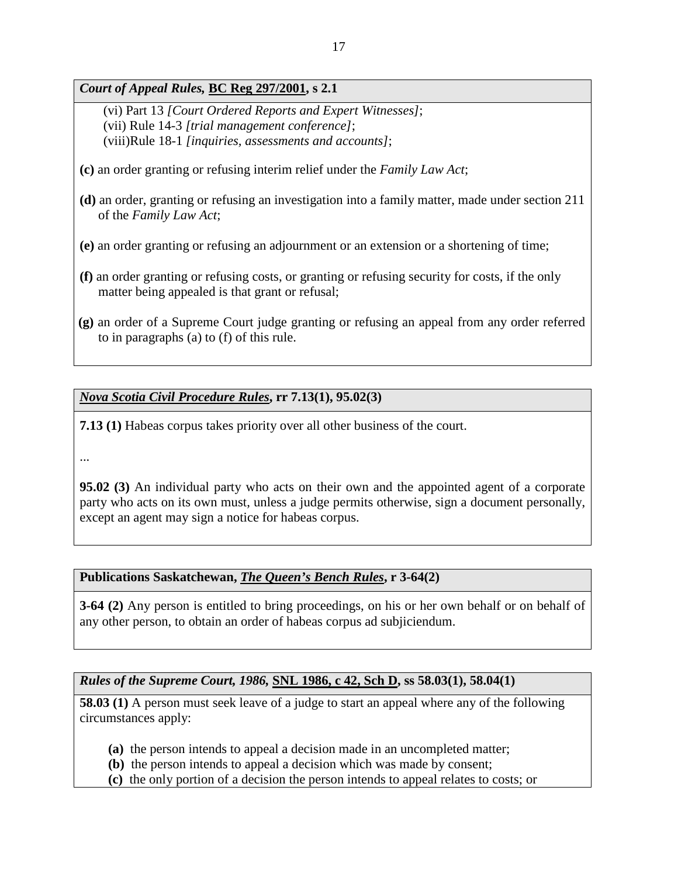***Court of Appeal Rules*, BC Reg 297/2001, s 2.1**

(vi) Part 13 *[Court Ordered Reports and Expert Witnesses]*;
(vii) Rule 14-3 *[trial management conference]*;
(viii)Rule 18-1 *[inquiries, assessments and accounts]*;

**(c)** an order granting or refusing interim relief under the *Family Law Act*;

**(d)** an order, granting or refusing an investigation into a family matter, made under section 211 of the *Family Law Act*;

**(e)** an order granting or refusing an adjournment or an extension or a shortening of time;

**(f)** an order granting or refusing costs, or granting or refusing security for costs, if the only matter being appealed is that grant or refusal;

**(g)** an order of a Supreme Court judge granting or refusing an appeal from any order referred to in paragraphs (a) to (f) of this rule.

***Nova Scotia Civil Procedure Rules*, rr 7.13(1), 95.02(3)**

**7.13 (1)** Habeas corpus takes priority over all other business of the court.

...

**95.02 (3)** An individual party who acts on their own and the appointed agent of a corporate party who acts on its own must, unless a judge permits otherwise, sign a document personally, except an agent may sign a notice for habeas corpus.

**Publications Saskatchewan, *The Queen's Bench Rules*, r 3-64(2)**

**3-64 (2)** Any person is entitled to bring proceedings, on his or her own behalf or on behalf of any other person, to obtain an order of habeas corpus ad subjiciendum.

***Rules of the Supreme Court, 1986,* SNL 1986, c 42, Sch D, ss 58.03(1), 58.04(1)**

**58.03 (1)** A person must seek leave of a judge to start an appeal where any of the following circumstances apply:

**(a)** the person intends to appeal a decision made in an uncompleted matter;
**(b)** the person intends to appeal a decision which was made by consent;
**(c)** the only portion of a decision the person intends to appeal relates to costs; or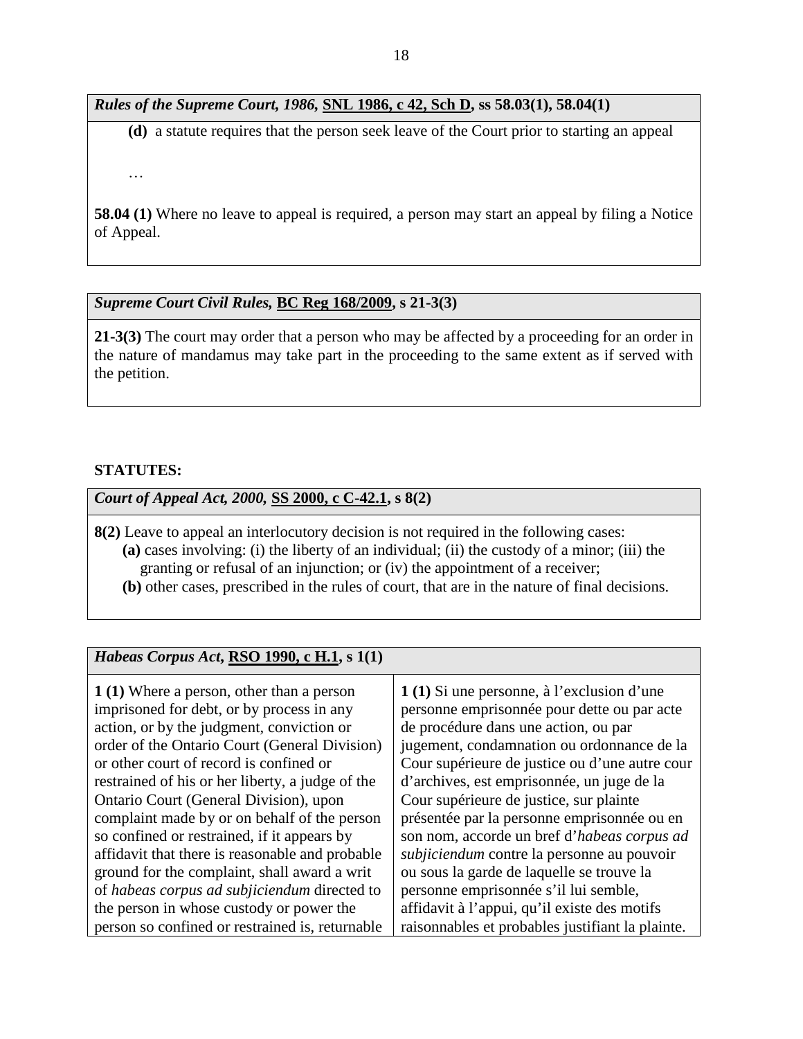***Rules of the Supreme Court, 1986,* <u>SNL 1986, c 42, Sch D</u>, ss 58.03(1), 58.04(1)**

**(d)** a statute requires that the person seek leave of the Court prior to starting an appeal

…

**58.04 (1)** Where no leave to appeal is required, a person may start an appeal by filing a Notice of Appeal.

***Supreme Court Civil Rules,* <u>BC Reg 168/2009</u>, s 21-3(3)**

**21-3(3)** The court may order that a person who may be affected by a proceeding for an order in the nature of mandamus may take part in the proceeding to the same extent as if served with the petition.

**STATUTES:**

***Court of Appeal Act, 2000,* <u>SS 2000, c C-42.1</u>, s 8(2)**

**8(2)** Leave to appeal an interlocutory decision is not required in the following cases:

**(a)** cases involving: (i) the liberty of an individual; (ii) the custody of a minor; (iii) the granting or refusal of an injunction; or (iv) the appointment of a receiver;

**(b)** other cases, prescribed in the rules of court, that are in the nature of final decisions.

***Habeas Corpus Act*, <u>RSO 1990, c H.1</u>, s 1(1)**

| | |
|---|---|
| **1 (1)** Where a person, other than a person imprisoned for debt, or by process in any action, or by the judgment, conviction or order of the Ontario Court (General Division) or other court of record is confined or restrained of his or her liberty, a judge of the Ontario Court (General Division), upon complaint made by or on behalf of the person so confined or restrained, if it appears by affidavit that there is reasonable and probable ground for the complaint, shall award a writ of *habeas corpus ad subjiciendum* directed to the person in whose custody or power the person so confined or restrained is, returnable | **1 (1)** Si une personne, à l'exclusion d'une personne emprisonnée pour dette ou par acte de procédure dans une action, ou par jugement, condamnation ou ordonnance de la Cour supérieure de justice ou d'une autre cour d'archives, est emprisonnée, un juge de la Cour supérieure de justice, sur plainte présentée par la personne emprisonnée ou en son nom, accorde un bref d'*habeas corpus ad subjiciendum* contre la personne au pouvoir ou sous la garde de laquelle se trouve la personne emprisonnée s'il lui semble, affidavit à l'appui, qu'il existe des motifs raisonnables et probables justifiant la plainte. |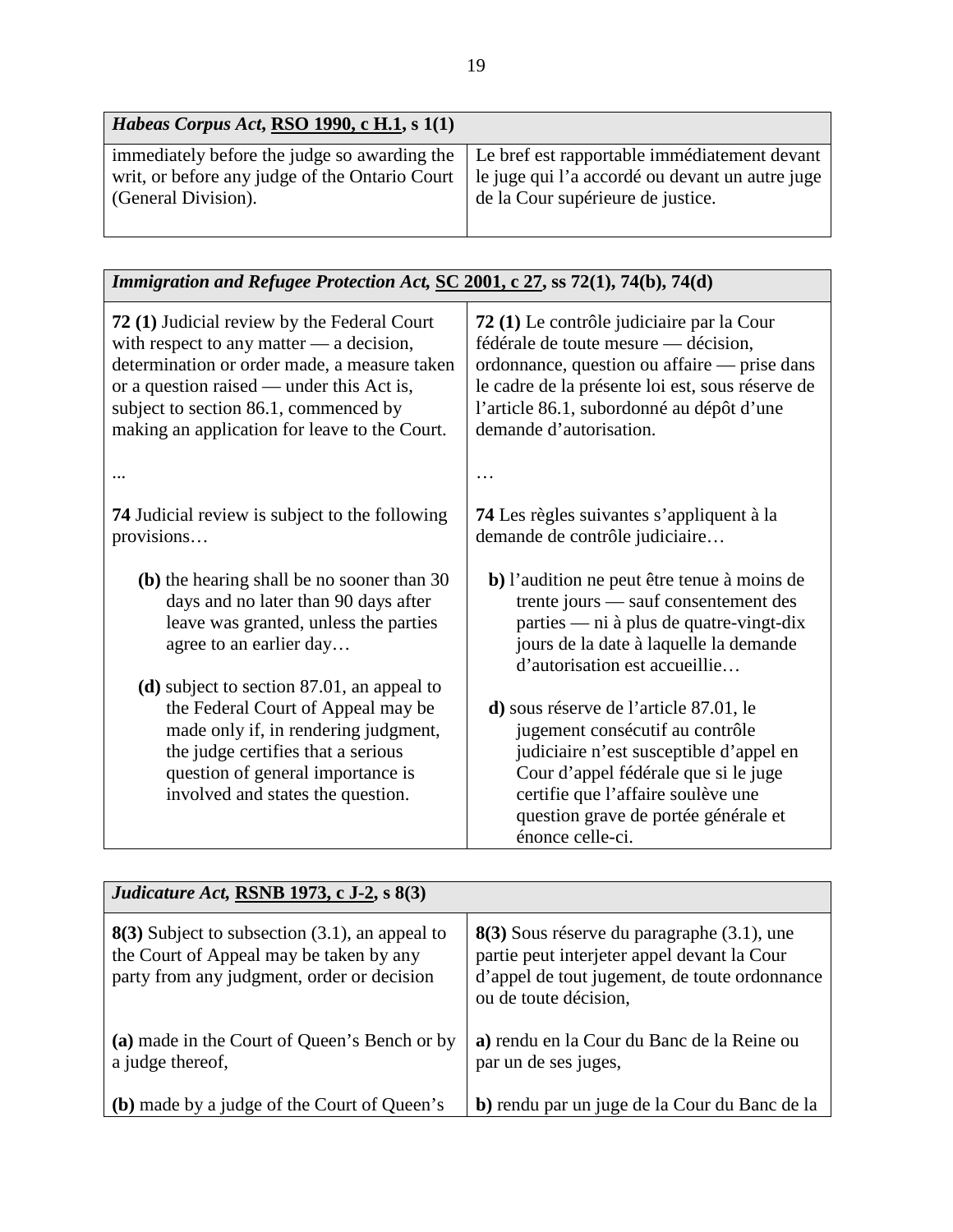| *Habeas Corpus Act*, RSO 1990, c H.1, s 1(1) | |
|---|---|
| immediately before the judge so awarding the writ, or before any judge of the Ontario Court (General Division). | Le bref est rapportable immédiatement devant le juge qui l'a accordé ou devant un autre juge de la Cour supérieure de justice. |

| *Immigration and Refugee Protection Act,* SC 2001, c 27, ss 72(1), 74(b), 74(d) | |
|---|---|
| **72 (1)** Judicial review by the Federal Court with respect to any matter — a decision, determination or order made, a measure taken or a question raised — under this Act is, subject to section 86.1, commenced by making an application for leave to the Court. | **72 (1)** Le contrôle judiciaire par la Cour fédérale de toute mesure — décision, ordonnance, question ou affaire — prise dans le cadre de la présente loi est, sous réserve de l'article 86.1, subordonné au dépôt d'une demande d'autorisation. |
| ... | … |
| **74** Judicial review is subject to the following provisions… | **74** Les règles suivantes s'appliquent à la demande de contrôle judiciaire… |
| **(b)** the hearing shall be no sooner than 30 days and no later than 90 days after leave was granted, unless the parties agree to an earlier day… | **b)** l'audition ne peut être tenue à moins de trente jours — sauf consentement des parties — ni à plus de quatre-vingt-dix jours de la date à laquelle la demande d'autorisation est accueillie… |
| **(d)** subject to section 87.01, an appeal to the Federal Court of Appeal may be made only if, in rendering judgment, the judge certifies that a serious question of general importance is involved and states the question. | **d)** sous réserve de l'article 87.01, le jugement consécutif au contrôle judiciaire n'est susceptible d'appel en Cour d'appel fédérale que si le juge certifie que l'affaire soulève une question grave de portée générale et énonce celle-ci. |

| *Judicature Act,* RSNB 1973, c J-2, s 8(3) | |
|---|---|
| **8(3)** Subject to subsection (3.1), an appeal to the Court of Appeal may be taken by any party from any judgment, order or decision | **8(3)** Sous réserve du paragraphe (3.1), une partie peut interjeter appel devant la Cour d'appel de tout jugement, de toute ordonnance ou de toute décision, |
| **(a)** made in the Court of Queen's Bench or by a judge thereof, | **a)** rendu en la Cour du Banc de la Reine ou par un de ses juges, |
| **(b)** made by a judge of the Court of Queen's | **b)** rendu par un juge de la Cour du Banc de la |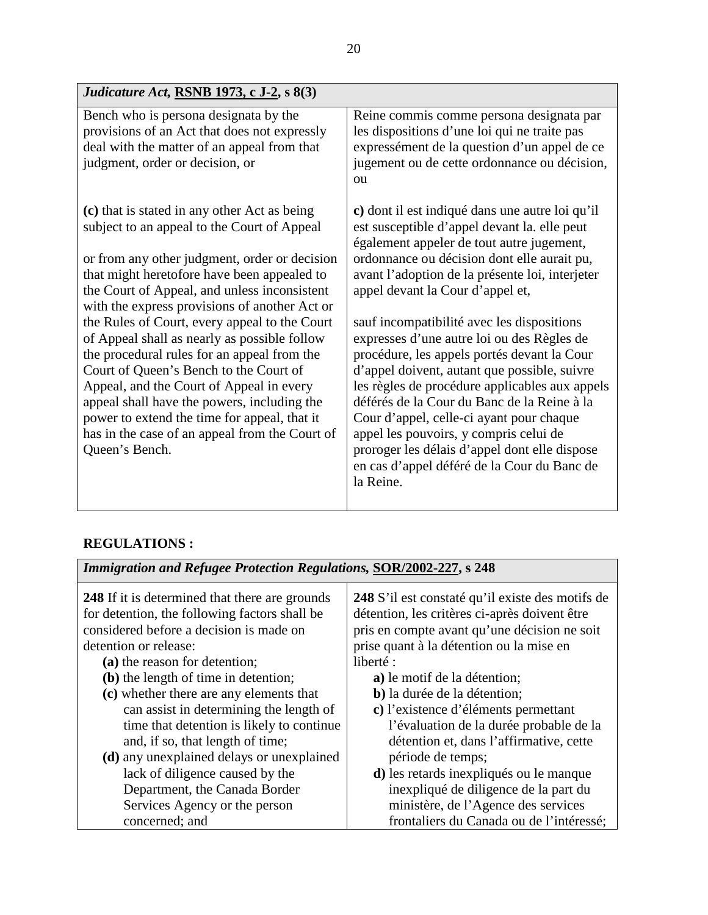| *Judicature Act*, **RSNB 1973, c J-2, s 8(3)** | |
|---|---|
| Bench who is persona designata by the provisions of an Act that does not expressly deal with the matter of an appeal from that judgment, order or decision, or | Reine commis comme persona designata par les dispositions d'une loi qui ne traite pas expressément de la question d'un appel de ce jugement ou de cette ordonnance ou décision, ou |
| **(c)** that is stated in any other Act as being subject to an appeal to the Court of Appeal<br><br>or from any other judgment, order or decision that might heretofore have been appealed to the Court of Appeal, and unless inconsistent with the express provisions of another Act or the Rules of Court, every appeal to the Court of Appeal shall as nearly as possible follow the procedural rules for an appeal from the Court of Queen's Bench to the Court of Appeal, and the Court of Appeal in every appeal shall have the powers, including the power to extend the time for appeal, that it has in the case of an appeal from the Court of Queen's Bench. | **c)** dont il est indiqué dans une autre loi qu'il est susceptible d'appel devant la. elle peut également appeler de tout autre jugement, ordonnance ou décision dont elle aurait pu, avant l'adoption de la présente loi, interjeter appel devant la Cour d'appel et,<br><br>sauf incompatibilité avec les dispositions expresses d'une autre loi ou des Règles de procédure, les appels portés devant la Cour d'appel doivent, autant que possible, suivre les règles de procédure applicables aux appels déférés de la Cour du Banc de la Reine à la Cour d'appel, celle-ci ayant pour chaque appel les pouvoirs, y compris celui de proroger les délais d'appel dont elle dispose en cas d'appel déféré de la Cour du Banc de la Reine. |

**REGULATIONS :**

| *Immigration and Refugee Protection Regulations*, **SOR/2002-227, s 248** | |
|---|---|
| **248** If it is determined that there are grounds for detention, the following factors shall be considered before a decision is made on detention or release:<br>**(a)** the reason for detention;<br>**(b)** the length of time in detention;<br>**(c)** whether there are any elements that can assist in determining the length of time that detention is likely to continue and, if so, that length of time;<br>**(d)** any unexplained delays or unexplained lack of diligence caused by the Department, the Canada Border Services Agency or the person concerned; and | **248** S'il est constaté qu'il existe des motifs de détention, les critères ci-après doivent être pris en compte avant qu'une décision ne soit prise quant à la détention ou la mise en liberté :<br>**a)** le motif de la détention;<br>**b)** la durée de la détention;<br>**c)** l'existence d'éléments permettant l'évaluation de la durée probable de la détention et, dans l'affirmative, cette période de temps;<br>**d)** les retards inexpliqués ou le manque inexpliqué de diligence de la part du ministère, de l'Agence des services frontaliers du Canada ou de l'intéressé; |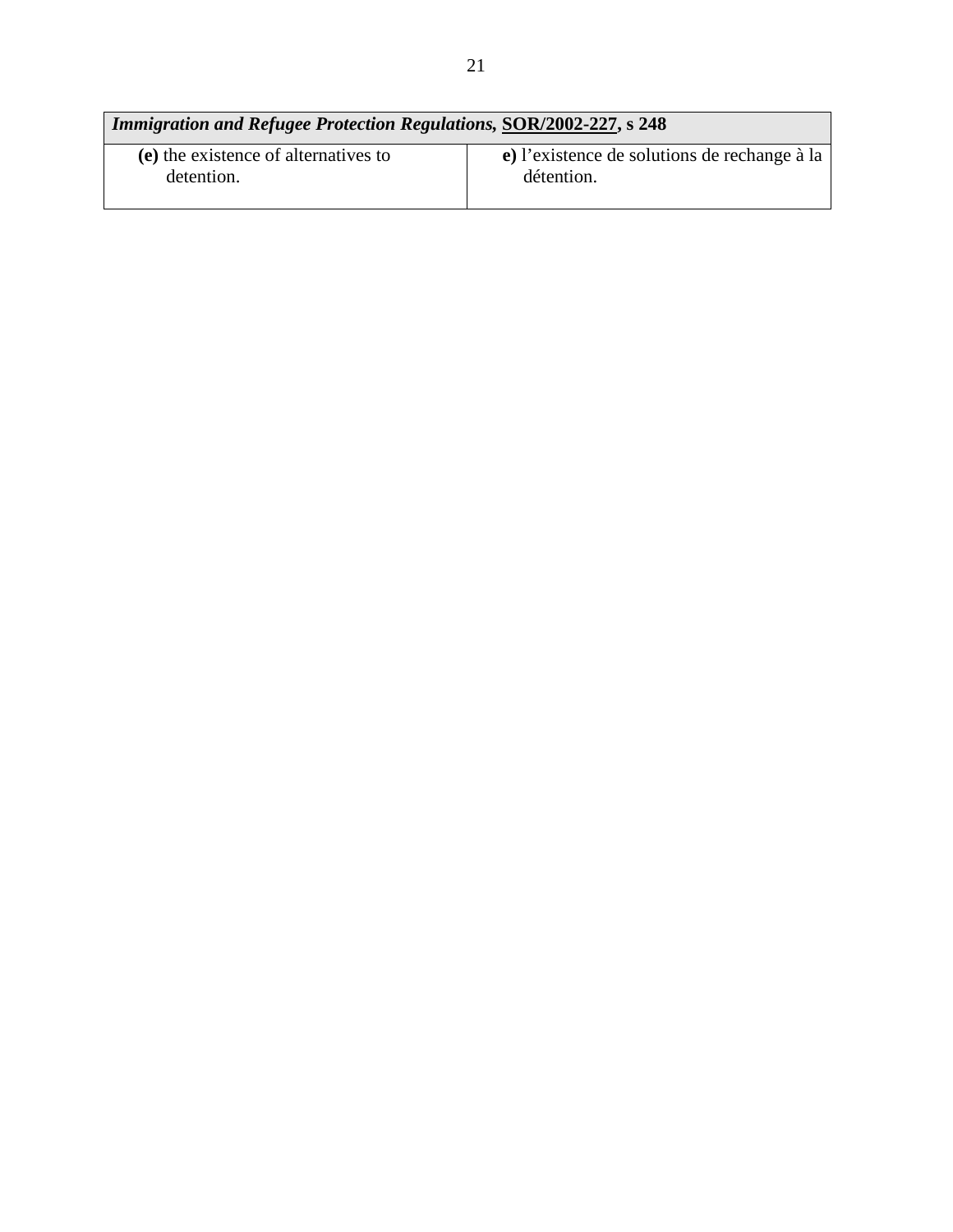| *Immigration and Refugee Protection Regulations*, SOR/2002-227, s 248 | |
| --- | --- |
| **(e)** the existence of alternatives to detention. | **e)** l'existence de solutions de rechange à la détention. |